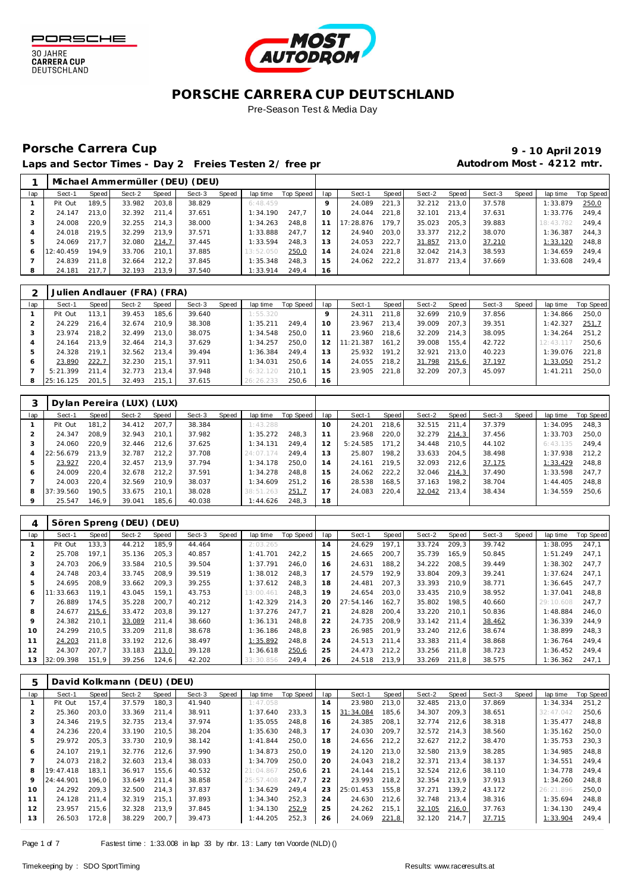PORSCHE
30 JAHRE
CARRERA CUP
DEUTSCHLAND

MOST AUTODROM

# PORSCHE CARRERA CUP DEUTSCHLAND

Pre-Season Test & Media Day

## Porsche Carrera Cup

**9 - 10 April 2019**

**Laps and Sector Times - Day 2 Freies Testen 2/ free pr**

**Autodrom Most - 4212 mtr.**

### 1 Michael Ammermüller (DEU) (DEU)

| lap | Sect-1 | Speed | Sect-2 | Speed | Sect-3 | Speed | lap time | Top Speed | lap | Sect-1 | Speed | Sect-2 | Speed | Sect-3 | Speed | lap time | Top Speed |
|---|---|---|---|---|---|---|---|---|---|---|---|---|---|---|---|---|---|
| 1 | Pit Out | 189,5 | 33.982 | 203,8 | 38.829 | | 6:48.459 | | 9 | 24.089 | 221,3 | 32.212 | 213,0 | 37.578 | | 1:33.879 | 250,0 |
| 2 | 24.147 | 213,0 | 32.392 | 211,4 | 37.651 | | 1:34.190 | 247,7 | 10 | 24.044 | 221,8 | 32.101 | 213,4 | 37.631 | | 1:33.776 | 249,4 |
| 3 | 24.008 | 220,9 | 32.255 | 214,3 | 38.000 | | 1:34.263 | 248,8 | 11 | 17:28.876 | 179,7 | 35.023 | 205,3 | 39.883 | | 18:43.782 | 249,4 |
| 4 | 24.018 | 219,5 | 32.299 | 213,9 | 37.571 | | 1:33.888 | 247,7 | 12 | 24.940 | 203,0 | 33.377 | 212,2 | 38.070 | | 1:36.387 | 244,3 |
| 5 | 24.069 | 217,7 | 32.080 | 214,7 | 37.445 | | 1:33.594 | 248,3 | 13 | 24.053 | 222,7 | 31.857 | 213,0 | 37.210 | | 1:33.120 | 248,8 |
| 6 | 12:40.459 | 194,9 | 33.706 | 210,1 | 37.885 | | 13:52.050 | 250,0 | 14 | 24.024 | 221,8 | 32.042 | 214,3 | 38.593 | | 1:34.659 | 249,4 |
| 7 | 24.839 | 211,8 | 32.664 | 212,2 | 37.845 | | 1:35.348 | 248,3 | 15 | 24.062 | 222,2 | 31.877 | 213,4 | 37.669 | | 1:33.608 | 249,4 |
| 8 | 24.181 | 217,7 | 32.193 | 213,9 | 37.540 | | 1:33.914 | 249,4 | 16 | | | | | | | | |

### 2 Julien Andlauer (FRA) (FRA)

| lap | Sect-1 | Speed | Sect-2 | Speed | Sect-3 | Speed | lap time | Top Speed | lap | Sect-1 | Speed | Sect-2 | Speed | Sect-3 | Speed | lap time | Top Speed |
|---|---|---|---|---|---|---|---|---|---|---|---|---|---|---|---|---|---|
| 1 | Pit Out | 113,1 | 39.453 | 185,6 | 39.640 | | 1:55.320 | | 9 | 24.311 | 211,8 | 32.699 | 210,9 | 37.856 | | 1:34.866 | 250,0 |
| 2 | 24.229 | 216,4 | 32.674 | 210,9 | 38.308 | | 1:35.211 | 249,4 | 10 | 23.967 | 213,4 | 39.009 | 207,3 | 39.351 | | 1:42.327 | 251,7 |
| 3 | 23.974 | 218,2 | 32.499 | 213,0 | 38.075 | | 1:34.548 | 250,0 | 11 | 23.960 | 218,6 | 32.209 | 214,3 | 38.095 | | 1:34.264 | 251,2 |
| 4 | 24.164 | 213,9 | 32.464 | 214,3 | 37.629 | | 1:34.257 | 250,0 | 12 | 11:21.387 | 161,2 | 39.008 | 155,4 | 42.722 | | 12:43.117 | 250,6 |
| 5 | 24.328 | 219,1 | 32.562 | 213,4 | 39.494 | | 1:36.384 | 249,4 | 13 | 25.932 | 191,2 | 32.921 | 213,0 | 40.223 | | 1:39.076 | 221,8 |
| 6 | 23.890 | 222,7 | 32.230 | 215,1 | 37.911 | | 1:34.031 | 250,6 | 14 | 24.055 | 218,2 | 31.798 | 215,6 | 37.197 | | 1:33.050 | 251,2 |
| 7 | 5:21.399 | 211,4 | 32.773 | 213,4 | 37.948 | | 6:32.120 | 210,1 | 15 | 23.905 | 221,8 | 32.209 | 207,3 | 45.097 | | 1:41.211 | 250,0 |
| 8 | 25:16.125 | 201,5 | 32.493 | 215,1 | 37.615 | | 26:26.233 | 250,6 | 16 | | | | | | | | |

### 3 Dylan Pereira (LUX) (LUX)

| lap | Sect-1 | Speed | Sect-2 | Speed | Sect-3 | Speed | lap time | Top Speed | lap | Sect-1 | Speed | Sect-2 | Speed | Sect-3 | Speed | lap time | Top Speed |
|---|---|---|---|---|---|---|---|---|---|---|---|---|---|---|---|---|---|
| 1 | Pit Out | 181,2 | 34.412 | 207,7 | 38.384 | | 1:43.288 | | 10 | 24.201 | 218,6 | 32.515 | 211,4 | 37.379 | | 1:34.095 | 248,3 |
| 2 | 24.347 | 208,9 | 32.943 | 210,1 | 37.982 | | 1:35.272 | 248,3 | 11 | 23.968 | 220,0 | 32.279 | 214,3 | 37.456 | | 1:33.703 | 250,0 |
| 3 | 24.060 | 220,9 | 32.446 | 212,6 | 37.625 | | 1:34.131 | 249,4 | 12 | 5:24.585 | 171,2 | 34.448 | 210,5 | 44.102 | | 6:43.135 | 249,4 |
| 4 | 22:56.679 | 213,9 | 32.787 | 212,2 | 37.708 | | 24:07.174 | 249,4 | 13 | 25.807 | 198,2 | 33.633 | 204,5 | 38.498 | | 1:37.938 | 212,2 |
| 5 | 23.927 | 220,4 | 32.457 | 213,9 | 37.794 | | 1:34.178 | 250,0 | 14 | 24.161 | 219,5 | 32.093 | 212,6 | 37.175 | | 1:33.429 | 248,8 |
| 6 | 24.009 | 220,4 | 32.678 | 212,2 | 37.591 | | 1:34.278 | 248,8 | 15 | 24.062 | 222,2 | 32.046 | 214,3 | 37.490 | | 1:33.598 | 247,7 |
| 7 | 24.003 | 220,4 | 32.569 | 210,9 | 38.037 | | 1:34.609 | 251,2 | 16 | 28.538 | 168,5 | 37.163 | 198,2 | 38.704 | | 1:44.405 | 248,8 |
| 8 | 37:39.560 | 190,5 | 33.675 | 210,1 | 38.028 | | 38:51.263 | 251,7 | 17 | 24.083 | 220,4 | 32.042 | 213,4 | 38.434 | | 1:34.559 | 250,6 |
| 9 | 25.547 | 146,9 | 39.041 | 185,6 | 40.038 | | 1:44.626 | 248,3 | 18 | | | | | | | | |

### 4 Sören Spreng (DEU) (DEU)

| lap | Sect-1 | Speed | Sect-2 | Speed | Sect-3 | Speed | lap time | Top Speed | lap | Sect-1 | Speed | Sect-2 | Speed | Sect-3 | Speed | lap time | Top Speed |
|---|---|---|---|---|---|---|---|---|---|---|---|---|---|---|---|---|---|
| 1 | Pit Out | 133,3 | 44.212 | 185,9 | 44.464 | | 2:03.265 | | 14 | 24.629 | 197,1 | 33.724 | 209,3 | 39.742 | | 1:38.095 | 247,1 |
| 2 | 25.708 | 197,1 | 35.136 | 205,3 | 40.857 | | 1:41.701 | 242,2 | 15 | 24.665 | 200,7 | 35.739 | 165,9 | 50.845 | | 1:51.249 | 247,1 |
| 3 | 24.703 | 206,9 | 33.584 | 210,5 | 39.504 | | 1:37.791 | 246,0 | 16 | 24.631 | 188,2 | 34.222 | 208,5 | 39.449 | | 1:38.302 | 247,7 |
| 4 | 24.748 | 203,4 | 33.745 | 208,9 | 39.519 | | 1:38.012 | 248,3 | 17 | 24.579 | 192,9 | 33.804 | 209,3 | 39.241 | | 1:37.624 | 247,1 |
| 5 | 24.695 | 208,9 | 33.662 | 209,3 | 39.255 | | 1:37.612 | 248,3 | 18 | 24.481 | 207,3 | 33.393 | 210,9 | 38.771 | | 1:36.645 | 247,7 |
| 6 | 11:33.663 | 119,1 | 43.045 | 159,1 | 43.753 | | 13:00.461 | 248,3 | 19 | 24.654 | 203,0 | 33.435 | 210,9 | 38.952 | | 1:37.041 | 248,8 |
| 7 | 26.889 | 174,5 | 35.228 | 200,7 | 40.212 | | 1:42.329 | 214,3 | 20 | 27:54.146 | 162,7 | 35.802 | 198,5 | 40.660 | | 29:10.608 | 247,7 |
| 8 | 24.677 | 215,6 | 33.472 | 203,8 | 39.127 | | 1:37.276 | 247,7 | 21 | 24.828 | 200,4 | 33.220 | 210,1 | 50.836 | | 1:48.884 | 246,0 |
| 9 | 24.382 | 210,1 | 33.089 | 211,4 | 38.660 | | 1:36.131 | 248,8 | 22 | 24.735 | 208,9 | 33.142 | 211,4 | 38.462 | | 1:36.339 | 244,9 |
| 10 | 24.299 | 210,5 | 33.209 | 211,8 | 38.678 | | 1:36.186 | 248,8 | 23 | 26.985 | 201,9 | 33.240 | 212,6 | 38.674 | | 1:38.899 | 248,3 |
| 11 | 24.203 | 211,8 | 33.192 | 212,6 | 38.497 | | 1:35.892 | 248,8 | 24 | 24.513 | 211,4 | 33.383 | 211,4 | 38.868 | | 1:36.764 | 249,4 |
| 12 | 24.307 | 207,7 | 33.183 | 213,0 | 39.128 | | 1:36.618 | 250,6 | 25 | 24.473 | 212,2 | 33.256 | 211,8 | 38.723 | | 1:36.452 | 249,4 |
| 13 | 32:09.398 | 151,9 | 39.256 | 124,6 | 42.202 | | 33:30.856 | 249,4 | 26 | 24.518 | 213,9 | 33.269 | 211,8 | 38.575 | | 1:36.362 | 247,1 |

### 5 David Kolkmann (DEU) (DEU)

| lap | Sect-1 | Speed | Sect-2 | Speed | Sect-3 | Speed | lap time | Top Speed | lap | Sect-1 | Speed | Sect-2 | Speed | Sect-3 | Speed | lap time | Top Speed |
|---|---|---|---|---|---|---|---|---|---|---|---|---|---|---|---|---|---|
| 1 | Pit Out | 157,4 | 37.579 | 180,3 | 41.940 | | 1:47.058 | | 14 | 23.980 | 213,0 | 32.485 | 213,0 | 37.869 | | 1:34.334 | 251,2 |
| 2 | 25.360 | 203,0 | 33.369 | 211,4 | 38.911 | | 1:37.640 | 233,3 | 15 | 31:34.084 | 185,6 | 34.307 | 209,3 | 38.651 | | 32:47.042 | 250,6 |
| 3 | 24.346 | 219,5 | 32.735 | 213,4 | 37.974 | | 1:35.055 | 248,8 | 16 | 24.385 | 208,1 | 32.774 | 212,6 | 38.318 | | 1:35.477 | 248,8 |
| 4 | 24.236 | 220,4 | 33.190 | 210,5 | 38.204 | | 1:35.630 | 248,3 | 17 | 24.030 | 209,7 | 32.572 | 214,3 | 38.560 | | 1:35.162 | 250,0 |
| 5 | 29.972 | 205,3 | 33.730 | 210,9 | 38.142 | | 1:41.844 | 250,0 | 18 | 24.656 | 212,2 | 32.627 | 212,2 | 38.470 | | 1:35.753 | 230,3 |
| 6 | 24.107 | 219,1 | 32.776 | 212,6 | 37.990 | | 1:34.873 | 250,0 | 19 | 24.120 | 213,0 | 32.580 | 213,9 | 38.285 | | 1:34.985 | 248,8 |
| 7 | 24.073 | 218,2 | 32.603 | 213,4 | 38.033 | | 1:34.709 | 250,0 | 20 | 24.043 | 218,2 | 32.371 | 213,4 | 38.137 | | 1:34.551 | 249,4 |
| 8 | 19:47.418 | 183,1 | 36.917 | 155,6 | 40.532 | | 21:04.867 | 250,6 | 21 | 24.144 | 215,1 | 32.524 | 212,6 | 38.110 | | 1:34.778 | 249,4 |
| 9 | 24:44.901 | 196,0 | 33.649 | 211,4 | 38.858 | | 25:57.408 | 247,7 | 22 | 23.993 | 218,2 | 32.354 | 213,9 | 37.913 | | 1:34.260 | 248,8 |
| 10 | 24.292 | 209,3 | 32.500 | 214,3 | 37.837 | | 1:34.629 | 249,4 | 23 | 25:01.453 | 155,8 | 37.271 | 139,2 | 43.172 | | 26:21.896 | 250,0 |
| 11 | 24.128 | 211,4 | 32.319 | 215,1 | 37.893 | | 1:34.340 | 252,3 | 24 | 24.630 | 212,6 | 32.748 | 213,4 | 38.316 | | 1:35.694 | 248,8 |
| 12 | 23.957 | 215,6 | 32.328 | 213,9 | 37.845 | | 1:34.130 | 252,9 | 25 | 24.262 | 215,1 | 32.105 | 216,0 | 37.763 | | 1:34.130 | 249,4 |
| 13 | 26.503 | 172,8 | 38.229 | 200,7 | 39.473 | | 1:44.205 | 252,3 | 26 | 24.069 | 221,8 | 32.120 | 214,7 | 37.715 | | 1:33.904 | 249,4 |

Fastest time : 1:33.008 in lap 33 by nbr. 13 : Larry ten Voorde (NLD) ()

Timekeeping by : SDO SportTiming

Results: www.raceresults.at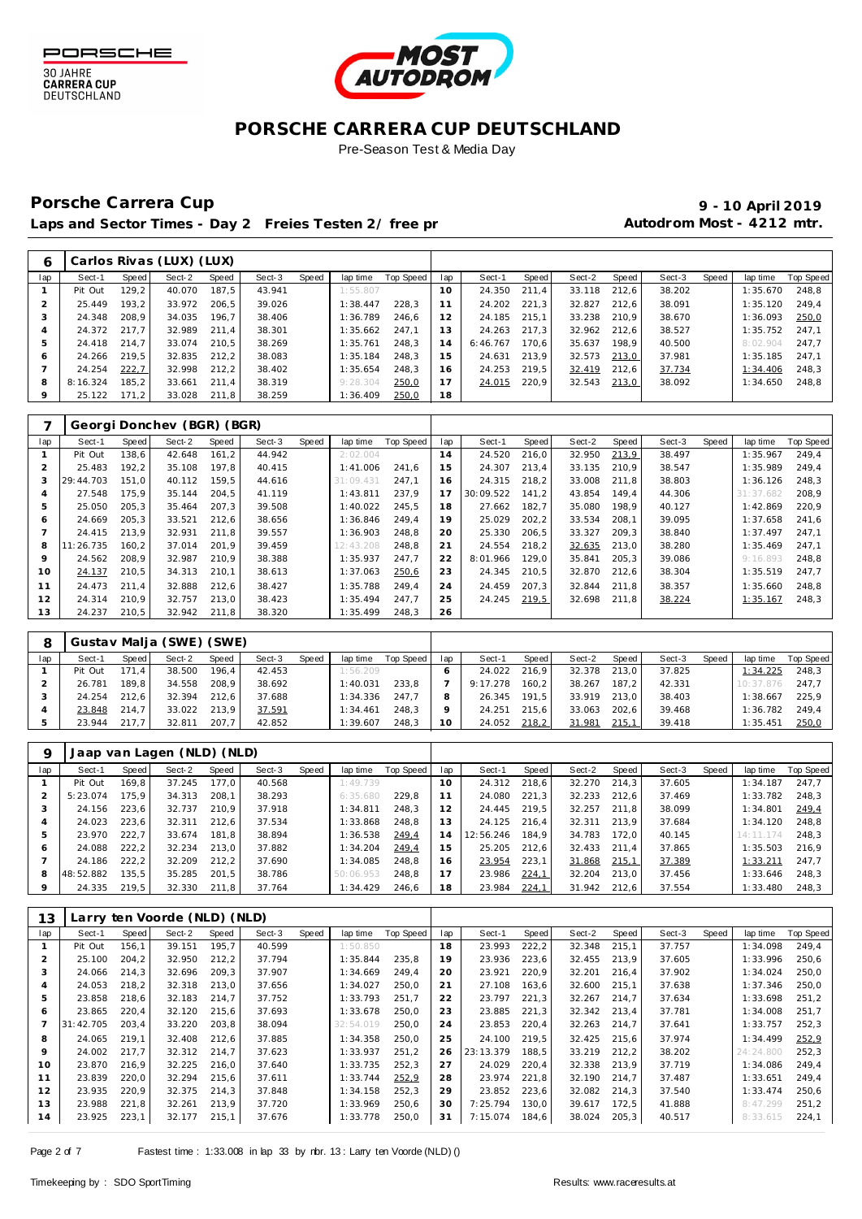# PORSCHE CARRERA CUP DEUTSCHLAND

Pre-Season Test & Media Day

## Porsche Carrera Cup

**9 - 10 April 2019**

**Laps and Sector Times - Day 2 Freies Testen 2/ free pr**

**Autodrom Most - 4212 mtr.**

| 6 | Carlos Rivas (LUX) (LUX) | | | | | | | | | | | | | | | | |
|---|---|---|---|---|---|---|---|---|---|---|---|---|---|---|---|---|---|
| lap | Sect-1 | Speed | Sect-2 | Speed | Sect-3 | Speed | lap time | Top Speed | lap | Sect-1 | Speed | Sect-2 | Speed | Sect-3 | Speed | lap time | Top Speed |
| 1 | Pit Out | 129,2 | 40.070 | 187,5 | 43.941 | | 1:55.807 | | 10 | 24.350 | 211,4 | 33.118 | 212,6 | 38.202 | | 1:35.670 | 248,8 |
| 2 | 25.449 | 193,2 | 33.972 | 206,5 | 39.026 | | 1:38.447 | 228,3 | 11 | 24.202 | 221,3 | 32.827 | 212,6 | 38.091 | | 1:35.120 | 249,4 |
| 3 | 24.348 | 208,9 | 34.035 | 196,7 | 38.406 | | 1:36.789 | 246,6 | 12 | 24.185 | 215,1 | 33.238 | 210,9 | 38.670 | | 1:36.093 | 250,0 |
| 4 | 24.372 | 217,7 | 32.989 | 211,4 | 38.301 | | 1:35.662 | 247,1 | 13 | 24.263 | 217,3 | 32.962 | 212,6 | 38.527 | | 1:35.752 | 247,1 |
| 5 | 24.418 | 214,7 | 33.074 | 210,5 | 38.269 | | 1:35.761 | 248,3 | 14 | 6:46.767 | 170,6 | 35.637 | 198,9 | 40.500 | | 8:02.904 | 247,7 |
| 6 | 24.266 | 219,5 | 32.835 | 212,2 | 38.083 | | 1:35.184 | 248,3 | 15 | 24.631 | 213,9 | 32.573 | 213,0 | 37.981 | | 1:35.185 | 247,1 |
| 7 | 24.254 | 222,7 | 32.998 | 212,2 | 38.402 | | 1:35.654 | 248,3 | 16 | 24.253 | 219,5 | 32.419 | 212,6 | 37.734 | | 1:34.406 | 248,3 |
| 8 | 8:16.324 | 185,2 | 33.661 | 211,4 | 38.319 | | 9:28.304 | 250,0 | 17 | 24.015 | 220,9 | 32.543 | 213,0 | 38.092 | | 1:34.650 | 248,8 |
| 9 | 25.122 | 171,2 | 33.028 | 211,8 | 38.259 | | 1:36.409 | 250,0 | 18 | | | | | | | | |

| 7 | Georgi Donchev (BGR) (BGR) | | | | | | | | | | | | | | | | |
|---|---|---|---|---|---|---|---|---|---|---|---|---|---|---|---|---|---|
| lap | Sect-1 | Speed | Sect-2 | Speed | Sect-3 | Speed | lap time | Top Speed | lap | Sect-1 | Speed | Sect-2 | Speed | Sect-3 | Speed | lap time | Top Speed |
| 1 | Pit Out | 138,6 | 42.648 | 161,2 | 44.942 | | 2:02.004 | | 14 | 24.520 | 216,0 | 32.950 | 213,9 | 38.497 | | 1:35.967 | 249,4 |
| 2 | 25.483 | 192,2 | 35.108 | 197,8 | 40.415 | | 1:41.006 | 241,6 | 15 | 24.307 | 213,4 | 33.135 | 210,9 | 38.547 | | 1:35.989 | 249,4 |
| 3 | 29:44.703 | 151,0 | 40.112 | 159,5 | 44.616 | | 31:09.431 | 247,1 | 16 | 24.315 | 218,2 | 33.008 | 211,8 | 38.803 | | 1:36.126 | 248,3 |
| 4 | 27.548 | 175,9 | 35.144 | 204,5 | 41.119 | | 1:43.811 | 237,9 | 17 | 30:09.522 | 141,2 | 43.854 | 149,4 | 44.306 | | 31:37.682 | 208,9 |
| 5 | 25.050 | 205,3 | 35.464 | 207,3 | 39.508 | | 1:40.022 | 245,5 | 18 | 27.662 | 182,7 | 35.080 | 198,9 | 40.127 | | 1:42.869 | 220,9 |
| 6 | 24.669 | 205,3 | 33.521 | 212,6 | 38.656 | | 1:36.846 | 249,4 | 19 | 25.029 | 202,2 | 33.534 | 208,1 | 39.095 | | 1:37.658 | 241,6 |
| 7 | 24.415 | 213,9 | 32.931 | 211,8 | 39.557 | | 1:36.903 | 248,8 | 20 | 25.330 | 206,5 | 33.327 | 209,3 | 38.840 | | 1:37.497 | 247,1 |
| 8 | 11:26.735 | 160,2 | 37.014 | 201,9 | 39.459 | | 12:43.208 | 248,8 | 21 | 24.554 | 218,2 | 32.635 | 213,0 | 38.280 | | 1:35.469 | 247,1 |
| 9 | 24.562 | 208,9 | 32.987 | 210,9 | 38.388 | | 1:35.937 | 247,7 | 22 | 8:01.966 | 129,0 | 35.841 | 205,3 | 39.086 | | 9:16.893 | 248,8 |
| 10 | 24.137 | 210,5 | 34.313 | 210,1 | 38.613 | | 1:37.063 | 250,6 | 23 | 24.345 | 210,5 | 32.870 | 212,6 | 38.304 | | 1:35.519 | 247,7 |
| 11 | 24.473 | 211,4 | 32.888 | 212,6 | 38.427 | | 1:35.788 | 249,4 | 24 | 24.459 | 207,3 | 32.844 | 211,8 | 38.357 | | 1:35.660 | 248,8 |
| 12 | 24.314 | 210,9 | 32.757 | 213,0 | 38.423 | | 1:35.494 | 247,7 | 25 | 24.245 | 219,5 | 32.698 | 211,8 | 38.224 | | 1:35.167 | 248,3 |
| 13 | 24.237 | 210,5 | 32.942 | 211,8 | 38.320 | | 1:35.499 | 248,3 | 26 | | | | | | | | |

| 8 | Gustav Malja (SWE) (SWE) | | | | | | | | | | | | | | | | |
|---|---|---|---|---|---|---|---|---|---|---|---|---|---|---|---|---|---|
| lap | Sect-1 | Speed | Sect-2 | Speed | Sect-3 | Speed | lap time | Top Speed | lap | Sect-1 | Speed | Sect-2 | Speed | Sect-3 | Speed | lap time | Top Speed |
| 1 | Pit Out | 171,4 | 38.500 | 196,4 | 42.453 | | 1:56.209 | | 6 | 24.022 | 216,9 | 32.378 | 213,0 | 37.825 | | 1:34.225 | 248,3 |
| 2 | 26.781 | 189,8 | 34.558 | 208,9 | 38.692 | | 1:40.031 | 233,8 | 7 | 9:17.278 | 160,2 | 38.267 | 187,2 | 42.331 | | 10:37.876 | 247,7 |
| 3 | 24.254 | 212,6 | 32.394 | 212,6 | 37.688 | | 1:34.336 | 247,7 | 8 | 26.345 | 191,5 | 33.919 | 213,0 | 38.403 | | 1:38.667 | 225,9 |
| 4 | 23.848 | 214,7 | 33.022 | 213,9 | 37.591 | | 1:34.461 | 248,3 | 9 | 24.251 | 215,6 | 33.063 | 202,6 | 39.468 | | 1:36.782 | 249,4 |
| 5 | 23.944 | 217,7 | 32.811 | 207,7 | 42.852 | | 1:39.607 | 248,3 | 10 | 24.052 | 218,2 | 31.981 | 215,1 | 39.418 | | 1:35.451 | 250,0 |

| 9 | Jaap van Lagen (NLD) (NLD) | | | | | | | | | | | | | | | | |
|---|---|---|---|---|---|---|---|---|---|---|---|---|---|---|---|---|---|
| lap | Sect-1 | Speed | Sect-2 | Speed | Sect-3 | Speed | lap time | Top Speed | lap | Sect-1 | Speed | Sect-2 | Speed | Sect-3 | Speed | lap time | Top Speed |
| 1 | Pit Out | 169,8 | 37.245 | 177,0 | 40.568 | | 1:49.739 | | 10 | 24.312 | 218,6 | 32.270 | 214,3 | 37.605 | | 1:34.187 | 247,7 |
| 2 | 5:23.074 | 175,9 | 34.313 | 208,1 | 38.293 | | 6:35.680 | 229,8 | 11 | 24.080 | 221,3 | 32.233 | 212,6 | 37.469 | | 1:33.782 | 248,3 |
| 3 | 24.156 | 223,6 | 32.737 | 210,9 | 37.918 | | 1:34.811 | 248,3 | 12 | 24.445 | 219,5 | 32.257 | 211,8 | 38.099 | | 1:34.801 | 249,4 |
| 4 | 24.023 | 223,6 | 32.311 | 212,6 | 37.534 | | 1:33.868 | 248,8 | 13 | 24.125 | 216,4 | 32.311 | 213,9 | 37.684 | | 1:34.120 | 248,8 |
| 5 | 23.970 | 222,7 | 33.674 | 181,8 | 38.894 | | 1:36.538 | 249,4 | 14 | 12:56.246 | 184,9 | 34.783 | 172,0 | 40.145 | | 14:11.174 | 248,3 |
| 6 | 24.088 | 222,2 | 32.234 | 213,0 | 37.882 | | 1:34.204 | 249,4 | 15 | 25.205 | 212,6 | 32.433 | 211,4 | 37.865 | | 1:35.503 | 216,9 |
| 7 | 24.186 | 222,2 | 32.209 | 212,2 | 37.690 | | 1:34.085 | 248,8 | 16 | 23.954 | 223,1 | 31.868 | 215,1 | 37.389 | | 1:33.211 | 247,7 |
| 8 | 48:52.882 | 135,5 | 35.285 | 201,5 | 38.786 | | 50:06.953 | 248,8 | 17 | 23.986 | 224,1 | 32.204 | 213,0 | 37.456 | | 1:33.646 | 248,3 |
| 9 | 24.335 | 219,5 | 32.330 | 211,8 | 37.764 | | 1:34.429 | 246,6 | 18 | 23.984 | 224,1 | 31.942 | 212,6 | 37.554 | | 1:33.480 | 248,3 |

| 13 | Larry ten Voorde (NLD) (NLD) | | | | | | | | | | | | | | | | |
|---|---|---|---|---|---|---|---|---|---|---|---|---|---|---|---|---|---|
| lap | Sect-1 | Speed | Sect-2 | Speed | Sect-3 | Speed | lap time | Top Speed | lap | Sect-1 | Speed | Sect-2 | Speed | Sect-3 | Speed | lap time | Top Speed |
| 1 | Pit Out | 156,1 | 39.151 | 195,7 | 40.599 | | 1:50.850 | | 18 | 23.993 | 222,2 | 32.348 | 215,1 | 37.757 | | 1:34.098 | 249,4 |
| 2 | 25.100 | 204,2 | 32.950 | 212,2 | 37.794 | | 1:35.844 | 235,8 | 19 | 23.936 | 223,6 | 32.455 | 213,9 | 37.605 | | 1:33.996 | 250,6 |
| 3 | 24.066 | 214,3 | 32.696 | 209,3 | 37.907 | | 1:34.669 | 249,4 | 20 | 23.921 | 220,9 | 32.201 | 216,4 | 37.902 | | 1:34.024 | 250,0 |
| 4 | 24.053 | 218,2 | 32.318 | 213,0 | 37.656 | | 1:34.027 | 250,0 | 21 | 27.108 | 163,6 | 32.600 | 215,1 | 37.638 | | 1:37.346 | 250,0 |
| 5 | 23.858 | 218,6 | 32.183 | 214,7 | 37.752 | | 1:33.793 | 251,7 | 22 | 23.797 | 221,3 | 32.267 | 214,7 | 37.634 | | 1:33.698 | 251,2 |
| 6 | 23.865 | 220,4 | 32.120 | 215,6 | 37.693 | | 1:33.678 | 250,0 | 23 | 23.885 | 221,3 | 32.342 | 213,4 | 37.781 | | 1:34.008 | 251,7 |
| 7 | 31:42.705 | 203,4 | 33.220 | 203,8 | 38.094 | | 32:54.019 | 250,0 | 24 | 23.853 | 220,4 | 32.263 | 214,7 | 37.641 | | 1:33.757 | 252,3 |
| 8 | 24.065 | 219,1 | 32.408 | 212,6 | 37.885 | | 1:34.358 | 250,0 | 25 | 24.100 | 219,5 | 32.425 | 215,6 | 37.974 | | 1:34.499 | 252,9 |
| 9 | 24.002 | 217,7 | 32.312 | 214,7 | 37.623 | | 1:33.937 | 251,2 | 26 | 23:13.379 | 188,5 | 33.219 | 212,2 | 38.202 | | 24:24.800 | 252,3 |
| 10 | 23.870 | 216,9 | 32.225 | 216,0 | 37.640 | | 1:33.735 | 252,3 | 27 | 24.029 | 220,4 | 32.338 | 213,9 | 37.719 | | 1:34.086 | 249,4 |
| 11 | 23.839 | 220,0 | 32.294 | 215,6 | 37.611 | | 1:33.744 | 252,9 | 28 | 23.974 | 221,8 | 32.190 | 214,7 | 37.487 | | 1:33.651 | 249,4 |
| 12 | 23.935 | 220,9 | 32.375 | 214,3 | 37.848 | | 1:34.158 | 252,3 | 29 | 23.852 | 223,6 | 32.082 | 214,3 | 37.540 | | 1:33.474 | 250,6 |
| 13 | 23.988 | 221,8 | 32.261 | 213,9 | 37.720 | | 1:33.969 | 250,6 | 30 | 7:25.794 | 130,0 | 39.617 | 172,5 | 41.888 | | 8:47.299 | 251,2 |
| 14 | 23.925 | 223,1 | 32.177 | 215,1 | 37.676 | | 1:33.778 | 250,0 | 31 | 7:15.074 | 184,6 | 38.024 | 205,3 | 40.517 | | 8:33.615 | 224,1 |

Fastest time : 1:33.008 in lap 33 by nbr. 13 : Larry ten Voorde (NLD) ()

Timekeeping by : SDO SportTiming

Results: www.raceresults.at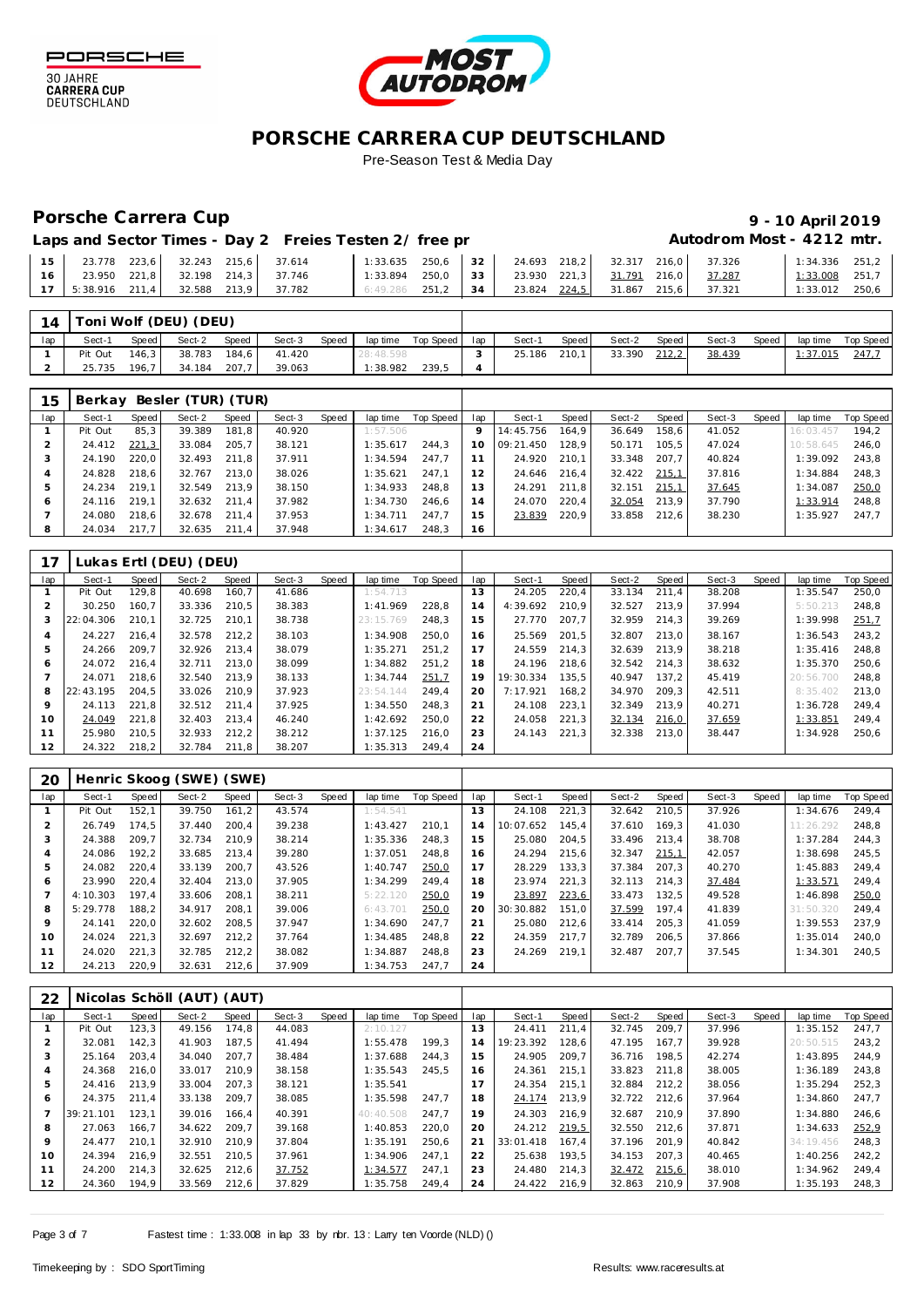# PORSCHE CARRERA CUP DEUTSCHLAND

Pre-Season Test & Media Day

## Porsche Carrera Cup

**9 - 10 April 2019**

**Laps and Sector Times - Day 2 Freies Testen 2/ free pr** **Autodrom Most - 4212 mtr.**

| lap | Sect-1 | Speed | Sect-2 | Speed | Sect-3 | Speed | lap time | Top Speed | lap | Sect-1 | Speed | Sect-2 | Speed | Sect-3 | Speed | lap time | Top Speed |
|---|---|---|---|---|---|---|---|---|---|---|---|---|---|---|---|---|---|
| 15 | 23.778 | 223,6 | 32.243 | 215,6 | 37.614 | | 1:33.635 | 250,6 | 32 | 24.693 | 218,2 | 32.317 | 216,0 | 37.326 | | 1:34.336 | 251,2 |
| 16 | 23.950 | 221,8 | 32.198 | 214,3 | 37.746 | | 1:33.894 | 250,0 | 33 | 23.930 | 221,3 | 31.791 | 216,0 | 37.287 | | 1:33.008 | 251,7 |
| 17 | 5:38.916 | 211,4 | 32.588 | 213,9 | 37.782 | | 6:49.286 | 251,2 | 34 | 23.824 | 224,5 | 31.867 | 215,6 | 37.321 | | 1:33.012 | 250,6 |

### 14 Toni Wolf (DEU) (DEU)

| lap | Sect-1 | Speed | Sect-2 | Speed | Sect-3 | Speed | lap time | Top Speed | lap | Sect-1 | Speed | Sect-2 | Speed | Sect-3 | Speed | lap time | Top Speed |
|---|---|---|---|---|---|---|---|---|---|---|---|---|---|---|---|---|---|
| 1 | Pit Out | 146,3 | 38.783 | 184,6 | 41.420 | | 28:48.598 | | 3 | 25.186 | 210,1 | 33.390 | 212,2 | 38.439 | | 1:37.015 | 247,7 |
| 2 | 25.735 | 196,7 | 34.184 | 207,7 | 39.063 | | 1:38.982 | 239,5 | 4 | | | | | | | | |

### 15 Berkay Besler (TUR) (TUR)

| lap | Sect-1 | Speed | Sect-2 | Speed | Sect-3 | Speed | lap time | Top Speed | lap | Sect-1 | Speed | Sect-2 | Speed | Sect-3 | Speed | lap time | Top Speed |
|---|---|---|---|---|---|---|---|---|---|---|---|---|---|---|---|---|---|
| 1 | Pit Out | 85,3 | 39.389 | 181,8 | 40.920 | | 1:57.506 | | 9 | 14:45.756 | 164,9 | 36.649 | 158,6 | 41.052 | | 16:03.457 | 194,2 |
| 2 | 24.412 | 221,3 | 33.084 | 205,7 | 38.121 | | 1:35.617 | 244,3 | 10 | 09:21.450 | 128,9 | 50.171 | 105,5 | 47.024 | | 10:58.645 | 246,0 |
| 3 | 24.190 | 220,0 | 32.493 | 211,8 | 37.911 | | 1:34.594 | 247,7 | 11 | 24.920 | 210,1 | 33.348 | 207,7 | 40.824 | | 1:39.092 | 243,8 |
| 4 | 24.828 | 218,6 | 32.767 | 213,0 | 38.026 | | 1:35.621 | 247,1 | 12 | 24.646 | 216,4 | 32.422 | 215,1 | 37.816 | | 1:34.884 | 248,3 |
| 5 | 24.234 | 219,1 | 32.549 | 213,9 | 38.150 | | 1:34.933 | 248,8 | 13 | 24.291 | 211,8 | 32.151 | 215,1 | 37.645 | | 1:34.087 | 250,0 |
| 6 | 24.116 | 219,1 | 32.632 | 211,4 | 37.982 | | 1:34.730 | 246,6 | 14 | 24.070 | 220,4 | 32.054 | 213,9 | 37.790 | | 1:33.914 | 248,8 |
| 7 | 24.080 | 218,6 | 32.678 | 211,4 | 37.953 | | 1:34.711 | 247,7 | 15 | 23.839 | 220,9 | 33.858 | 212,6 | 38.230 | | 1:35.927 | 247,7 |
| 8 | 24.034 | 217,7 | 32.635 | 211,4 | 37.948 | | 1:34.617 | 248,3 | 16 | | | | | | | | |

### 17 Lukas Ertl (DEU) (DEU)

| lap | Sect-1 | Speed | Sect-2 | Speed | Sect-3 | Speed | lap time | Top Speed | lap | Sect-1 | Speed | Sect-2 | Speed | Sect-3 | Speed | lap time | Top Speed |
|---|---|---|---|---|---|---|---|---|---|---|---|---|---|---|---|---|---|
| 1 | Pit Out | 129,8 | 40.698 | 160,7 | 41.686 | | 1:54.713 | | 13 | 24.205 | 220,4 | 33.134 | 211,4 | 38.208 | | 1:35.547 | 250,0 |
| 2 | 30.250 | 160,7 | 33.336 | 210,5 | 38.383 | | 1:41.969 | 228,8 | 14 | 4:39.692 | 210,9 | 32.527 | 213,9 | 37.994 | | 5:50.213 | 248,8 |
| 3 | 22:04.306 | 210,1 | 32.725 | 210,1 | 38.738 | | 23:15.769 | 248,3 | 15 | 27.770 | 207,7 | 32.959 | 214,3 | 39.269 | | 1:39.998 | 251,7 |
| 4 | 24.227 | 216,4 | 32.578 | 212,2 | 38.103 | | 1:34.908 | 250,0 | 16 | 25.569 | 201,5 | 32.807 | 213,0 | 38.167 | | 1:36.543 | 243,2 |
| 5 | 24.266 | 209,7 | 32.926 | 213,4 | 38.079 | | 1:35.271 | 251,2 | 17 | 24.559 | 214,3 | 32.639 | 213,9 | 38.218 | | 1:35.416 | 248,8 |
| 6 | 24.072 | 216,4 | 32.711 | 213,0 | 38.099 | | 1:34.882 | 251,2 | 18 | 24.196 | 218,6 | 32.542 | 214,3 | 38.632 | | 1:35.370 | 250,6 |
| 7 | 24.071 | 218,6 | 32.540 | 213,9 | 38.133 | | 1:34.744 | 251,7 | 19 | 19:30.334 | 135,5 | 40.947 | 137,2 | 45.419 | | 20:56.700 | 248,8 |
| 8 | 22:43.195 | 204,5 | 33.026 | 210,9 | 37.923 | | 23:54.144 | 249,4 | 20 | 7:17.921 | 168,2 | 34.970 | 209,3 | 42.511 | | 8:35.402 | 213,0 |
| 9 | 24.113 | 221,8 | 32.512 | 211,4 | 37.925 | | 1:34.550 | 248,3 | 21 | 24.108 | 223,1 | 32.349 | 213,9 | 40.271 | | 1:36.728 | 249,4 |
| 10 | 24.049 | 221,8 | 32.403 | 213,4 | 46.240 | | 1:42.692 | 250,0 | 22 | 24.058 | 221,3 | 32.134 | 216,0 | 37.659 | | 1:33.851 | 249,4 |
| 11 | 25.980 | 210,5 | 32.933 | 212,2 | 38.212 | | 1:37.125 | 216,0 | 23 | 24.143 | 221,3 | 32.338 | 213,0 | 38.447 | | 1:34.928 | 250,6 |
| 12 | 24.322 | 218,2 | 32.784 | 211,8 | 38.207 | | 1:35.313 | 249,4 | 24 | | | | | | | | |

### 20 Henric Skoog (SWE) (SWE)

| lap | Sect-1 | Speed | Sect-2 | Speed | Sect-3 | Speed | lap time | Top Speed | lap | Sect-1 | Speed | Sect-2 | Speed | Sect-3 | Speed | lap time | Top Speed |
|---|---|---|---|---|---|---|---|---|---|---|---|---|---|---|---|---|---|
| 1 | Pit Out | 152,1 | 39.750 | 161,2 | 43.574 | | 1:54.541 | | 13 | 24.108 | 221,3 | 32.642 | 210,5 | 37.926 | | 1:34.676 | 249,4 |
| 2 | 26.749 | 174,5 | 37.440 | 200,4 | 39.238 | | 1:43.427 | 210,1 | 14 | 10:07.652 | 145,4 | 37.610 | 169,3 | 41.030 | | 11:26.292 | 248,8 |
| 3 | 24.388 | 209,7 | 32.734 | 210,9 | 38.214 | | 1:35.336 | 248,3 | 15 | 25.080 | 204,5 | 33.496 | 213,4 | 38.708 | | 1:37.284 | 244,3 |
| 4 | 24.086 | 192,2 | 33.685 | 213,4 | 39.280 | | 1:37.051 | 248,8 | 16 | 24.294 | 215,6 | 32.347 | 215,1 | 42.057 | | 1:38.698 | 245,5 |
| 5 | 24.082 | 220,4 | 33.139 | 200,7 | 43.526 | | 1:40.747 | 250,0 | 17 | 28.229 | 133,3 | 37.384 | 207,3 | 40.270 | | 1:45.883 | 249,4 |
| 6 | 23.990 | 220,4 | 32.404 | 213,0 | 37.905 | | 1:34.299 | 249,4 | 18 | 23.974 | 221,3 | 32.113 | 214,3 | 37.484 | | 1:33.571 | 249,4 |
| 7 | 4:10.303 | 197,4 | 33.606 | 208,1 | 38.211 | | 5:22.120 | 250,0 | 19 | 23.897 | 223,6 | 33.473 | 132,5 | 49.528 | | 1:46.898 | 250,0 |
| 8 | 5:29.778 | 188,2 | 34.917 | 208,1 | 39.006 | | 6:43.701 | 250,0 | 20 | 30:30.882 | 151,0 | 37.599 | 197,4 | 41.839 | | 31:50.320 | 249,4 |
| 9 | 24.141 | 220,0 | 32.602 | 208,5 | 37.947 | | 1:34.690 | 247,7 | 21 | 25.080 | 212,6 | 33.414 | 205,3 | 41.059 | | 1:39.553 | 237,9 |
| 10 | 24.024 | 221,3 | 32.697 | 212,2 | 37.764 | | 1:34.485 | 248,8 | 22 | 24.359 | 217,7 | 32.789 | 206,5 | 37.866 | | 1:35.014 | 240,0 |
| 11 | 24.020 | 221,3 | 32.785 | 212,2 | 38.082 | | 1:34.887 | 248,8 | 23 | 24.269 | 219,1 | 32.487 | 207,7 | 37.545 | | 1:34.301 | 240,5 |
| 12 | 24.213 | 220,9 | 32.631 | 212,6 | 37.909 | | 1:34.753 | 247,7 | 24 | | | | | | | | |

### 22 Nicolas Schöll (AUT) (AUT)

| lap | Sect-1 | Speed | Sect-2 | Speed | Sect-3 | Speed | lap time | Top Speed | lap | Sect-1 | Speed | Sect-2 | Speed | Sect-3 | Speed | lap time | Top Speed |
|---|---|---|---|---|---|---|---|---|---|---|---|---|---|---|---|---|---|
| 1 | Pit Out | 123,3 | 49.156 | 174,8 | 44.083 | | 2:10.127 | | 13 | 24.411 | 211,4 | 32.745 | 209,7 | 37.996 | | 1:35.152 | 247,7 |
| 2 | 32.081 | 142,3 | 41.903 | 187,5 | 41.494 | | 1:55.478 | 199,3 | 14 | 19:23.392 | 128,6 | 47.195 | 167,7 | 39.928 | | 20:50.515 | 243,2 |
| 3 | 25.164 | 203,4 | 34.040 | 207,7 | 38.484 | | 1:37.688 | 244,3 | 15 | 24.905 | 209,7 | 36.716 | 198,5 | 42.274 | | 1:43.895 | 244,9 |
| 4 | 24.368 | 216,0 | 33.017 | 210,9 | 38.158 | | 1:35.543 | 245,5 | 16 | 24.361 | 215,1 | 33.823 | 211,8 | 38.005 | | 1:36.189 | 243,8 |
| 5 | 24.416 | 213,9 | 33.004 | 207,3 | 38.121 | | 1:35.541 | | 17 | 24.354 | 215,1 | 32.884 | 212,2 | 38.056 | | 1:35.294 | 252,3 |
| 6 | 24.375 | 211,4 | 33.138 | 209,7 | 38.085 | | 1:35.598 | 247,7 | 18 | 24.174 | 213,9 | 32.722 | 212,6 | 37.964 | | 1:34.860 | 247,7 |
| 7 | 39:21.101 | 123,1 | 39.016 | 166,4 | 40.391 | | 40:40.508 | 247,7 | 19 | 24.303 | 216,9 | 32.687 | 210,9 | 37.890 | | 1:34.880 | 246,6 |
| 8 | 27.063 | 166,7 | 34.622 | 209,7 | 39.168 | | 1:40.853 | 220,0 | 20 | 24.212 | 219,5 | 32.550 | 212,6 | 37.871 | | 1:34.633 | 252,9 |
| 9 | 24.477 | 210,1 | 32.910 | 210,9 | 37.804 | | 1:35.191 | 250,6 | 21 | 33:01.418 | 167,4 | 37.196 | 201,9 | 40.842 | | 34:19.456 | 248,3 |
| 10 | 24.394 | 216,9 | 32.551 | 210,5 | 37.961 | | 1:34.906 | 247,1 | 22 | 25.638 | 193,5 | 34.153 | 207,3 | 40.465 | | 1:40.256 | 242,2 |
| 11 | 24.200 | 214,3 | 32.625 | 212,6 | 37.752 | | 1:34.577 | 247,1 | 23 | 24.480 | 214,3 | 32.472 | 215,6 | 38.010 | | 1:34.962 | 249,4 |
| 12 | 24.360 | 194,9 | 33.569 | 212,6 | 37.829 | | 1:35.758 | 249,4 | 24 | 24.422 | 216,9 | 32.863 | 210,9 | 37.908 | | 1:35.193 | 248,3 |

Fastest time : 1:33.008 in lap 33 by nbr. 13 : Larry ten Voorde (NLD) ()

Timekeeping by : SDO SportTiming

Results: www.raceresults.at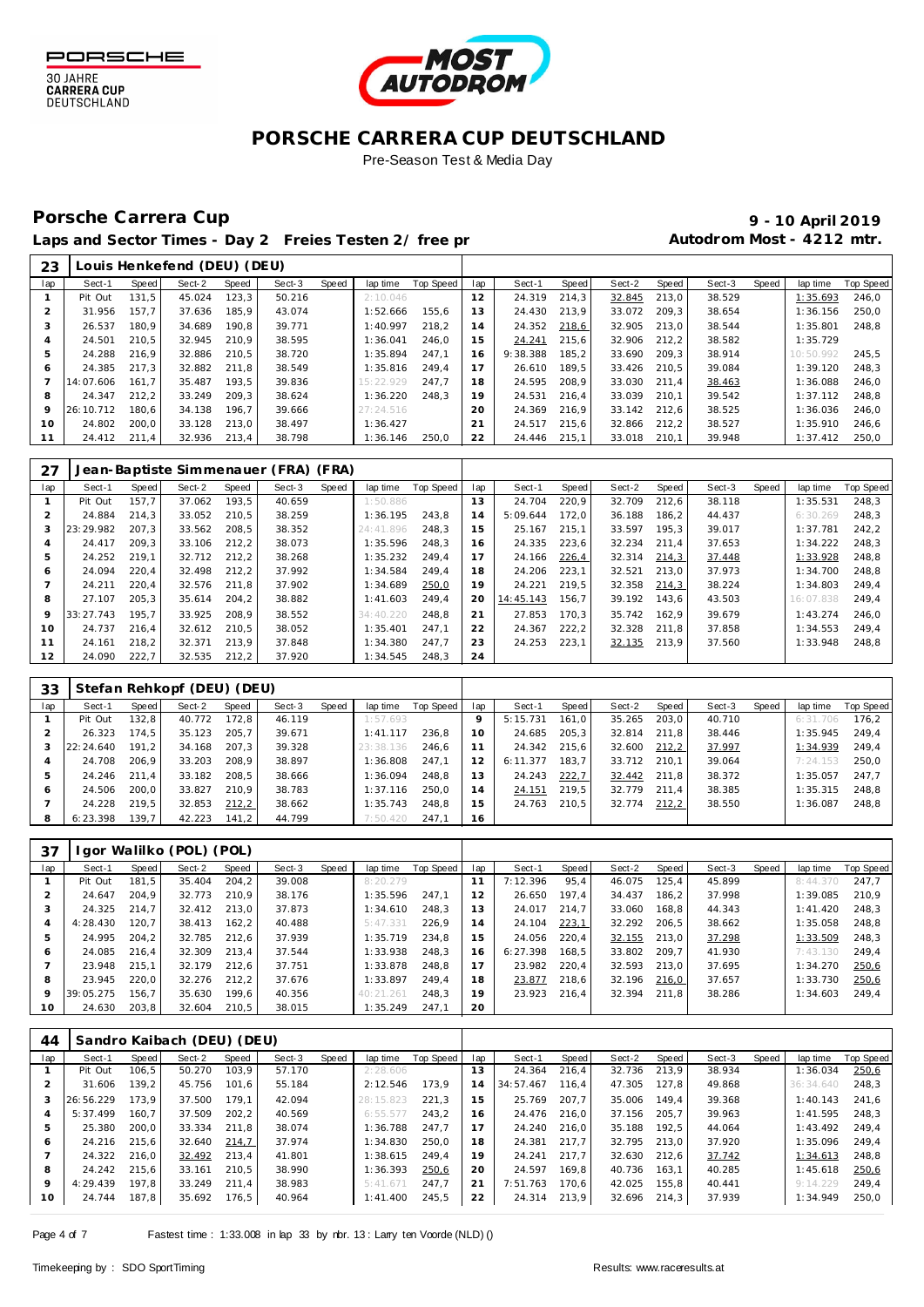# PORSCHE CARRERA CUP DEUTSCHLAND

Pre-Season Test & Media Day

## Porsche Carrera Cup

**9 - 10 April 2019**

**Laps and Sector Times - Day 2 Freies Testen 2/ free pr**

**Autodrom Most - 4212 mtr.**

| 23 | Louis Henkefend (DEU) (DEU) | | | | | | | | | | | | | | | | | |
|---|---|---|---|---|---|---|---|---|---|---|---|---|---|---|---|---|---|---|
| lap | Sect-1 | Speed | Sect-2 | Speed | Sect-3 | Speed | lap time | Top Speed | lap | Sect-1 | Speed | Sect-2 | Speed | Sect-3 | Speed | lap time | Top Speed |
| 1 | Pit Out | 131,5 | 45.024 | 123,3 | 50.216 | | 2:10.046 | | 12 | 24.319 | 214,3 | 32.845 | 213,0 | 38.529 | | 1:35.693 | 246,0 |
| 2 | 31.956 | 157,7 | 37.636 | 185,9 | 43.074 | | 1:52.666 | 155,6 | 13 | 24.430 | 213,9 | 33.072 | 209,3 | 38.654 | | 1:36.156 | 250,0 |
| 3 | 26.537 | 180,9 | 34.689 | 190,8 | 39.771 | | 1:40.997 | 218,2 | 14 | 24.352 | 218,6 | 32.905 | 213,0 | 38.544 | | 1:35.801 | 248,8 |
| 4 | 24.501 | 210,5 | 32.945 | 210,9 | 38.595 | | 1:36.041 | 246,0 | 15 | 24.241 | 215,6 | 32.906 | 212,2 | 38.582 | | 1:35.729 | |
| 5 | 24.288 | 216,9 | 32.886 | 210,5 | 38.720 | | 1:35.894 | 247,1 | 16 | 9:38.388 | 185,2 | 33.690 | 209,3 | 38.914 | | 10:50.992 | 245,5 |
| 6 | 24.385 | 217,3 | 32.882 | 211,8 | 38.549 | | 1:35.816 | 249,4 | 17 | 26.610 | 189,5 | 33.426 | 210,5 | 39.084 | | 1:39.120 | 248,3 |
| 7 | 14:07.606 | 161,7 | 35.487 | 193,5 | 39.836 | | 15:22.929 | 247,7 | 18 | 24.595 | 208,9 | 33.030 | 211,4 | 38.463 | | 1:36.088 | 246,0 |
| 8 | 24.347 | 212,2 | 33.249 | 209,3 | 38.624 | | 1:36.220 | 248,3 | 19 | 24.531 | 216,4 | 33.039 | 210,1 | 39.542 | | 1:37.112 | 248,8 |
| 9 | 26:10.712 | 180,6 | 34.138 | 196,7 | 39.666 | | 27:24.516 | | 20 | 24.369 | 216,9 | 33.142 | 212,6 | 38.525 | | 1:36.036 | 246,0 |
| 10 | 24.802 | 200,0 | 33.128 | 213,0 | 38.497 | | 1:36.427 | | 21 | 24.517 | 215,6 | 32.866 | 212,2 | 38.527 | | 1:35.910 | 246,6 |
| 11 | 24.412 | 211,4 | 32.936 | 213,4 | 38.798 | | 1:36.146 | 250,0 | 22 | 24.446 | 215,1 | 33.018 | 210,1 | 39.948 | | 1:37.412 | 250,0 |

| 27 | Jean-Baptiste Simmenauer (FRA) (FRA) | | | | | | | | | | | | | | | | | |
|---|---|---|---|---|---|---|---|---|---|---|---|---|---|---|---|---|---|---|
| lap | Sect-1 | Speed | Sect-2 | Speed | Sect-3 | Speed | lap time | Top Speed | lap | Sect-1 | Speed | Sect-2 | Speed | Sect-3 | Speed | lap time | Top Speed |
| 1 | Pit Out | 157,7 | 37.062 | 193,5 | 40.659 | | 1:50.886 | | 13 | 24.704 | 220,9 | 32.709 | 212,6 | 38.118 | | 1:35.531 | 248,3 |
| 2 | 24.884 | 214,3 | 33.052 | 210,5 | 38.259 | | 1:36.195 | 243,8 | 14 | 5:09.644 | 172,0 | 36.188 | 186,2 | 44.437 | | 6:30.269 | 248,3 |
| 3 | 23:29.982 | 207,3 | 33.562 | 208,5 | 38.352 | | 24:41.896 | 248,3 | 15 | 25.167 | 215,1 | 33.597 | 195,3 | 39.017 | | 1:37.781 | 242,2 |
| 4 | 24.417 | 209,3 | 33.106 | 212,2 | 38.073 | | 1:35.596 | 248,3 | 16 | 24.335 | 223,6 | 32.234 | 211,4 | 37.653 | | 1:34.222 | 248,3 |
| 5 | 24.252 | 219,1 | 32.712 | 212,2 | 38.268 | | 1:35.232 | 249,4 | 17 | 24.166 | 226,4 | 32.314 | 214,3 | 37.448 | | 1:33.928 | 248,8 |
| 6 | 24.094 | 220,4 | 32.498 | 212,2 | 37.992 | | 1:34.584 | 249,4 | 18 | 24.206 | 223,1 | 32.521 | 213,0 | 37.973 | | 1:34.700 | 248,8 |
| 7 | 24.211 | 220,4 | 32.576 | 211,8 | 37.902 | | 1:34.689 | 250,0 | 19 | 24.221 | 219,5 | 32.358 | 214,3 | 38.224 | | 1:34.803 | 249,4 |
| 8 | 27.107 | 205,3 | 35.614 | 204,2 | 38.882 | | 1:41.603 | 249,4 | 20 | 14:45.143 | 156,7 | 39.192 | 143,6 | 43.503 | | 16:07.838 | 249,4 |
| 9 | 33:27.743 | 195,7 | 33.925 | 208,9 | 38.552 | | 34:40.220 | 248,8 | 21 | 27.853 | 170,3 | 35.742 | 162,9 | 39.679 | | 1:43.274 | 246,0 |
| 10 | 24.737 | 216,4 | 32.612 | 210,5 | 38.052 | | 1:35.401 | 247,1 | 22 | 24.367 | 222,2 | 32.328 | 211,8 | 37.858 | | 1:34.553 | 249,4 |
| 11 | 24.161 | 218,2 | 32.371 | 213,9 | 37.848 | | 1:34.380 | 247,7 | 23 | 24.253 | 223,1 | 32.135 | 213,9 | 37.560 | | 1:33.948 | 248,8 |
| 12 | 24.090 | 222,7 | 32.535 | 212,2 | 37.920 | | 1:34.545 | 248,3 | 24 | | | | | | | | |

| 33 | Stefan Rehkopf (DEU) (DEU) | | | | | | | | | | | | | | | | | |
|---|---|---|---|---|---|---|---|---|---|---|---|---|---|---|---|---|---|---|
| lap | Sect-1 | Speed | Sect-2 | Speed | Sect-3 | Speed | lap time | Top Speed | lap | Sect-1 | Speed | Sect-2 | Speed | Sect-3 | Speed | lap time | Top Speed |
| 1 | Pit Out | 132,8 | 40.772 | 172,8 | 46.119 | | 1:57.693 | | 9 | 5:15.731 | 161,0 | 35.265 | 203,0 | 40.710 | | 6:31.706 | 176,2 |
| 2 | 26.323 | 174,5 | 35.123 | 205,7 | 39.671 | | 1:41.117 | 236,8 | 10 | 24.685 | 205,3 | 32.814 | 211,8 | 38.446 | | 1:35.945 | 249,4 |
| 3 | 22:24.640 | 191,2 | 34.168 | 207,3 | 39.328 | | 23:38.136 | 246,6 | 11 | 24.342 | 215,6 | 32.600 | 212,2 | 37.997 | | 1:34.939 | 249,4 |
| 4 | 24.708 | 206,9 | 33.203 | 208,9 | 38.897 | | 1:36.808 | 247,1 | 12 | 6:11.377 | 183,7 | 33.712 | 210,1 | 39.064 | | 7:24.153 | 250,0 |
| 5 | 24.246 | 211,4 | 33.182 | 208,5 | 38.666 | | 1:36.094 | 248,8 | 13 | 24.243 | 222,7 | 32.442 | 211,8 | 38.372 | | 1:35.057 | 247,7 |
| 6 | 24.506 | 200,0 | 33.827 | 210,9 | 38.783 | | 1:37.116 | 250,0 | 14 | 24.151 | 219,5 | 32.779 | 211,4 | 38.385 | | 1:35.315 | 248,8 |
| 7 | 24.228 | 219,5 | 32.853 | 212,2 | 38.662 | | 1:35.743 | 248,8 | 15 | 24.763 | 210,5 | 32.774 | 212,2 | 38.550 | | 1:36.087 | 248,8 |
| 8 | 6:23.398 | 139,7 | 42.223 | 141,2 | 44.799 | | 7:50.420 | 247,1 | 16 | | | | | | | | |

| 37 | Igor Walilko (POL) (POL) | | | | | | | | | | | | | | | | | |
|---|---|---|---|---|---|---|---|---|---|---|---|---|---|---|---|---|---|---|
| lap | Sect-1 | Speed | Sect-2 | Speed | Sect-3 | Speed | lap time | Top Speed | lap | Sect-1 | Speed | Sect-2 | Speed | Sect-3 | Speed | lap time | Top Speed |
| 1 | Pit Out | 181,5 | 35.404 | 204,2 | 39.008 | | 8:20.279 | | 11 | 7:12.396 | 95,4 | 46.075 | 125,4 | 45.899 | | 8:44.370 | 247,7 |
| 2 | 24.647 | 204,9 | 32.773 | 210,9 | 38.176 | | 1:35.596 | 247,1 | 12 | 26.650 | 197,4 | 34.437 | 186,2 | 37.998 | | 1:39.085 | 210,9 |
| 3 | 24.325 | 214,7 | 32.412 | 213,0 | 37.873 | | 1:34.610 | 248,3 | 13 | 24.017 | 214,7 | 33.060 | 168,8 | 44.343 | | 1:41.420 | 248,3 |
| 4 | 4:28.430 | 120,7 | 38.413 | 162,2 | 40.488 | | 5:47.331 | 226,9 | 14 | 24.104 | 223,1 | 32.292 | 206,5 | 38.662 | | 1:35.058 | 248,8 |
| 5 | 24.995 | 204,2 | 32.785 | 212,6 | 37.939 | | 1:35.719 | 234,8 | 15 | 24.056 | 220,4 | 32.155 | 213,0 | 37.298 | | 1:33.509 | 248,3 |
| 6 | 24.085 | 216,4 | 32.309 | 213,4 | 37.544 | | 1:33.938 | 248,3 | 16 | 6:27.398 | 168,5 | 33.802 | 209,7 | 41.930 | | 7:43.130 | 249,4 |
| 7 | 23.948 | 215,1 | 32.179 | 212,6 | 37.751 | | 1:33.878 | 248,8 | 17 | 23.982 | 220,4 | 32.593 | 213,0 | 37.695 | | 1:34.270 | 250,6 |
| 8 | 23.945 | 220,0 | 32.276 | 212,2 | 37.676 | | 1:33.897 | 249,4 | 18 | 23.877 | 218,6 | 32.196 | 216,0 | 37.657 | | 1:33.730 | 250,6 |
| 9 | 39:05.275 | 156,7 | 35.630 | 199,6 | 40.356 | | 40:21.261 | 248,3 | 19 | 23.923 | 216,4 | 32.394 | 211,8 | 38.286 | | 1:34.603 | 249,4 |
| 10 | 24.630 | 203,8 | 32.604 | 210,5 | 38.015 | | 1:35.249 | 247,1 | 20 | | | | | | | | |

| 44 | Sandro Kaibach (DEU) (DEU) | | | | | | | | | | | | | | | | | |
|---|---|---|---|---|---|---|---|---|---|---|---|---|---|---|---|---|---|---|
| lap | Sect-1 | Speed | Sect-2 | Speed | Sect-3 | Speed | lap time | Top Speed | lap | Sect-1 | Speed | Sect-2 | Speed | Sect-3 | Speed | lap time | Top Speed |
| 1 | Pit Out | 106,5 | 50.270 | 103,9 | 57.170 | | 2:28.606 | | 13 | 24.364 | 216,4 | 32.736 | 213,9 | 38.934 | | 1:36.034 | 250,6 |
| 2 | 31.606 | 139,2 | 45.756 | 101,6 | 55.184 | | 2:12.546 | 173,9 | 14 | 34:57.467 | 116,4 | 47.305 | 127,8 | 49.868 | | 36:34.640 | 248,3 |
| 3 | 26:56.229 | 173,9 | 37.500 | 179,1 | 42.094 | | 28:15.823 | 221,3 | 15 | 25.769 | 207,7 | 35.006 | 149,4 | 39.368 | | 1:40.143 | 241,6 |
| 4 | 5:37.499 | 160,7 | 37.509 | 202,2 | 40.569 | | 6:55.577 | 243,2 | 16 | 24.476 | 216,0 | 37.156 | 205,7 | 39.963 | | 1:41.595 | 248,3 |
| 5 | 25.380 | 200,0 | 33.334 | 211,8 | 38.074 | | 1:36.788 | 247,7 | 17 | 24.240 | 216,0 | 35.188 | 192,5 | 44.064 | | 1:43.492 | 249,4 |
| 6 | 24.216 | 215,6 | 32.640 | 214,7 | 37.974 | | 1:34.830 | 250,0 | 18 | 24.381 | 217,7 | 32.795 | 213,0 | 37.920 | | 1:35.096 | 249,4 |
| 7 | 24.322 | 216,0 | 32.492 | 213,4 | 41.801 | | 1:38.615 | 249,4 | 19 | 24.241 | 217,7 | 32.630 | 212,6 | 37.742 | | 1:34.613 | 248,8 |
| 8 | 24.242 | 215,6 | 33.161 | 210,5 | 38.990 | | 1:36.393 | 250,6 | 20 | 24.597 | 169,8 | 40.736 | 163,1 | 40.285 | | 1:45.618 | 250,6 |
| 9 | 4:29.439 | 197,8 | 33.249 | 211,4 | 38.983 | | 5:41.671 | 247,7 | 21 | 7:51.763 | 170,6 | 42.025 | 155,8 | 40.441 | | 9:14.229 | 249,4 |
| 10 | 24.744 | 187,8 | 35.692 | 176,5 | 40.964 | | 1:41.400 | 245,5 | 22 | 24.314 | 213,9 | 32.696 | 214,3 | 37.939 | | 1:34.949 | 250,0 |

Fastest time : 1:33.008 in lap 33 by nbr. 13 : Larry ten Voorde (NLD) ()

Timekeeping by : SDO SportTiming

Results: www.raceresults.at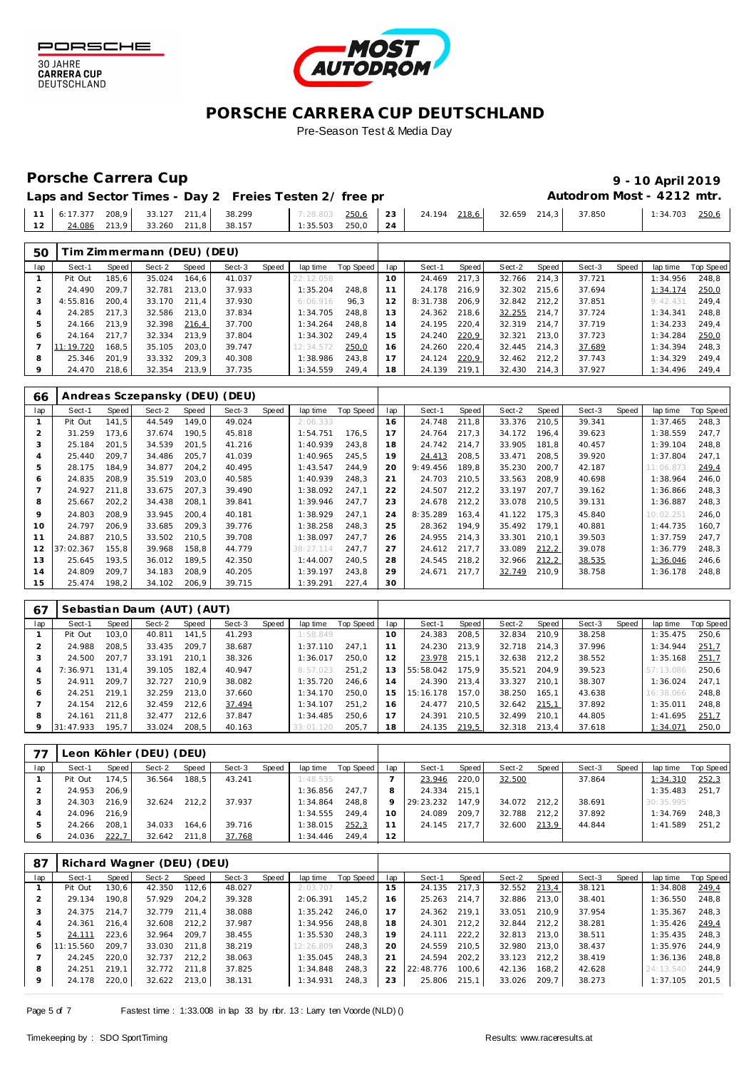# PORSCHE CARRERA CUP DEUTSCHLAND

Pre-Season Test & Media Day

## Porsche Carrera Cup

**9 - 10 April 2019**

**Laps and Sector Times - Day 2 Freies Testen 2/ free pr**

**Autodrom Most - 4212 mtr.**

| lap | Sect-1 | Speed | Sect-2 | Speed | Sect-3 | Speed | lap time | Top Speed | lap | Sect-1 | Speed | Sect-2 | Speed | Sect-3 | Speed | lap time | Top Speed |
|---|---|---|---|---|---|---|---|---|---|---|---|---|---|---|---|---|---|
| 11 | 6:17.377 | 208,9 | 33.127 | 211,4 | 38.299 | | 7:28.803 | 250,6 | 23 | 24.194 | 218,6 | 32.659 | 214,3 | 37.850 | | 1:34.703 | 250,6 |
| 12 | 24.086 | 213,9 | 33.260 | 211,8 | 38.157 | | 1:35.503 | 250,0 | 24 | | | | | | | | |

**50 Tim Zimmermann (DEU) (DEU)**

| lap | Sect-1 | Speed | Sect-2 | Speed | Sect-3 | Speed | lap time | Top Speed | lap | Sect-1 | Speed | Sect-2 | Speed | Sect-3 | Speed | lap time | Top Speed |
|---|---|---|---|---|---|---|---|---|---|---|---|---|---|---|---|---|---|
| 1 | Pit Out | 185,6 | 35.024 | 164,6 | 41.037 | | 22:12.058 | | 10 | 24.469 | 217,3 | 32.766 | 214,3 | 37.721 | | 1:34.956 | 248,8 |
| 2 | 24.490 | 209,7 | 32.781 | 213,0 | 37.933 | | 1:35.204 | 248,8 | 11 | 24.178 | 216,9 | 32.302 | 215,6 | 37.694 | | 1:34.174 | 250,0 |
| 3 | 4:55.816 | 200,4 | 33.170 | 211,4 | 37.930 | | 6:06.916 | 96,3 | 12 | 8:31.738 | 206,9 | 32.842 | 212,2 | 37.851 | | 9:42.431 | 249,4 |
| 4 | 24.285 | 217,3 | 32.586 | 213,0 | 37.834 | | 1:34.705 | 248,8 | 13 | 24.362 | 218,6 | 32.255 | 214,7 | 37.724 | | 1:34.341 | 248,8 |
| 5 | 24.166 | 213,9 | 32.398 | 216,4 | 37.700 | | 1:34.264 | 248,8 | 14 | 24.195 | 220,4 | 32.319 | 214,7 | 37.719 | | 1:34.233 | 249,4 |
| 6 | 24.164 | 217,7 | 32.334 | 213,9 | 37.804 | | 1:34.302 | 249,4 | 15 | 24.240 | 220,9 | 32.321 | 213,0 | 37.723 | | 1:34.284 | 250,0 |
| 7 | 11:19.720 | 168,5 | 35.105 | 203,0 | 39.747 | | 12:34.572 | 250,0 | 16 | 24.260 | 220,4 | 32.445 | 214,3 | 37.689 | | 1:34.394 | 248,3 |
| 8 | 25.346 | 201,9 | 33.332 | 209,3 | 40.308 | | 1:38.986 | 243,8 | 17 | 24.124 | 220,9 | 32.462 | 212,2 | 37.743 | | 1:34.329 | 249,4 |
| 9 | 24.470 | 218,6 | 32.354 | 213,9 | 37.735 | | 1:34.559 | 249,4 | 18 | 24.139 | 219,1 | 32.430 | 214,3 | 37.927 | | 1:34.496 | 249,4 |

**66 Andreas Sczepansky (DEU) (DEU)**

| lap | Sect-1 | Speed | Sect-2 | Speed | Sect-3 | Speed | lap time | Top Speed | lap | Sect-1 | Speed | Sect-2 | Speed | Sect-3 | Speed | lap time | Top Speed |
|---|---|---|---|---|---|---|---|---|---|---|---|---|---|---|---|---|---|
| 1 | Pit Out | 141,5 | 44.549 | 149,0 | 49.024 | | 2:06.333 | | 16 | 24.748 | 211,8 | 33.376 | 210,5 | 39.341 | | 1:37.465 | 248,3 |
| 2 | 31.259 | 173,6 | 37.674 | 190,5 | 45.818 | | 1:54.751 | 176,5 | 17 | 24.764 | 217,3 | 34.172 | 196,4 | 39.623 | | 1:38.559 | 247,7 |
| 3 | 25.184 | 201,5 | 34.539 | 201,5 | 41.216 | | 1:40.939 | 243,8 | 18 | 24.742 | 214,7 | 33.905 | 181,8 | 40.457 | | 1:39.104 | 248,8 |
| 4 | 25.440 | 209,7 | 34.486 | 205,7 | 41.039 | | 1:40.965 | 245,5 | 19 | 24.413 | 208,5 | 33.471 | 208,5 | 39.920 | | 1:37.804 | 247,1 |
| 5 | 28.175 | 184,9 | 34.877 | 204,2 | 40.495 | | 1:43.547 | 244,9 | 20 | 9:49.456 | 189,8 | 35.230 | 200,7 | 42.187 | | 11:06.873 | 249,4 |
| 6 | 24.835 | 208,9 | 35.519 | 203,0 | 40.585 | | 1:40.939 | 248,3 | 21 | 24.703 | 210,5 | 33.563 | 208,9 | 40.698 | | 1:38.964 | 246,0 |
| 7 | 24.927 | 211,8 | 33.675 | 207,3 | 39.490 | | 1:38.092 | 247,1 | 22 | 24.507 | 212,2 | 33.197 | 207,7 | 39.162 | | 1:36.866 | 248,3 |
| 8 | 25.667 | 202,2 | 34.438 | 208,1 | 39.841 | | 1:39.946 | 247,7 | 23 | 24.678 | 212,2 | 33.078 | 210,5 | 39.131 | | 1:36.887 | 248,3 |
| 9 | 24.803 | 208,9 | 33.945 | 200,4 | 40.181 | | 1:38.929 | 247,1 | 24 | 8:35.289 | 163,4 | 41.122 | 175,3 | 45.840 | | 10:02.251 | 246,0 |
| 10 | 24.797 | 206,9 | 33.685 | 209,3 | 39.776 | | 1:38.258 | 248,3 | 25 | 28.362 | 194,9 | 35.492 | 179,1 | 40.881 | | 1:44.735 | 160,7 |
| 11 | 24.887 | 210,5 | 33.502 | 210,5 | 39.708 | | 1:38.097 | 247,7 | 26 | 24.955 | 214,3 | 33.301 | 210,1 | 39.503 | | 1:37.759 | 247,7 |
| 12 | 37:02.367 | 155,8 | 39.968 | 158,8 | 44.779 | | 38:27.114 | 247,7 | 27 | 24.612 | 217,7 | 33.089 | 212,2 | 39.078 | | 1:36.779 | 248,3 |
| 13 | 25.645 | 193,5 | 36.012 | 189,5 | 42.350 | | 1:44.007 | 240,5 | 28 | 24.545 | 218,2 | 32.966 | 212,2 | 38.535 | | 1:36.046 | 246,6 |
| 14 | 24.809 | 209,7 | 34.183 | 208,9 | 40.205 | | 1:39.197 | 243,8 | 29 | 24.671 | 217,7 | 32.749 | 210,9 | 38.758 | | 1:36.178 | 248,8 |
| 15 | 25.474 | 198,2 | 34.102 | 206,9 | 39.715 | | 1:39.291 | 227,4 | 30 | | | | | | | | |

**67 Sebastian Daum (AUT) (AUT)**

| lap | Sect-1 | Speed | Sect-2 | Speed | Sect-3 | Speed | lap time | Top Speed | lap | Sect-1 | Speed | Sect-2 | Speed | Sect-3 | Speed | lap time | Top Speed |
|---|---|---|---|---|---|---|---|---|---|---|---|---|---|---|---|---|---|
| 1 | Pit Out | 103,0 | 40.811 | 141,5 | 41.293 | | 1:58.849 | | 10 | 24.383 | 208,5 | 32.834 | 210,9 | 38.258 | | 1:35.475 | 250,6 |
| 2 | 24.988 | 208,5 | 33.435 | 209,7 | 38.687 | | 1:37.110 | 247,1 | 11 | 24.230 | 213,9 | 32.718 | 214,3 | 37.996 | | 1:34.944 | 251,7 |
| 3 | 24.500 | 207,7 | 33.191 | 210,1 | 38.326 | | 1:36.017 | 250,0 | 12 | 23.978 | 215,1 | 32.638 | 212,2 | 38.552 | | 1:35.168 | 251,7 |
| 4 | 7:36.971 | 131,4 | 39.105 | 182,4 | 40.947 | | 8:57.023 | 251,2 | 13 | 55:58.042 | 175,9 | 35.521 | 204,9 | 39.523 | | 57:13.086 | 250,6 |
| 5 | 24.911 | 209,7 | 32.727 | 210,9 | 38.082 | | 1:35.720 | 246,6 | 14 | 24.390 | 213,4 | 33.327 | 210,1 | 38.307 | | 1:36.024 | 247,1 |
| 6 | 24.251 | 219,1 | 32.259 | 213,0 | 37.660 | | 1:34.170 | 250,0 | 15 | 15:16.178 | 157,0 | 38.250 | 165,1 | 43.638 | | 16:38.066 | 248,8 |
| 7 | 24.154 | 212,6 | 32.459 | 212,6 | 37.494 | | 1:34.107 | 251,2 | 16 | 24.477 | 210,5 | 32.642 | 215,1 | 37.892 | | 1:35.011 | 248,8 |
| 8 | 24.161 | 211,8 | 32.477 | 212,6 | 37.847 | | 1:34.485 | 250,6 | 17 | 24.391 | 210,5 | 32.499 | 210,1 | 44.805 | | 1:41.695 | 251,7 |
| 9 | 31:47.933 | 195,7 | 33.024 | 208,5 | 40.163 | | 33:01.120 | 205,7 | 18 | 24.135 | 219,5 | 32.318 | 213,4 | 37.618 | | 1:34.071 | 250,0 |

**77 Leon Köhler (DEU) (DEU)**

| lap | Sect-1 | Speed | Sect-2 | Speed | Sect-3 | Speed | lap time | Top Speed | lap | Sect-1 | Speed | Sect-2 | Speed | Sect-3 | Speed | lap time | Top Speed |
|---|---|---|---|---|---|---|---|---|---|---|---|---|---|---|---|---|---|
| 1 | Pit Out | 174,5 | 36.564 | 188,5 | 43.241 | | 1:48.535 | | 7 | 23.946 | 220,0 | 32.500 | | 37.864 | | 1:34.310 | 252,3 |
| 2 | 24.953 | 206,9 | | | | | 1:36.856 | 247,7 | 8 | 24.334 | 215,1 | | | | | 1:35.483 | 251,7 |
| 3 | 24.303 | 216,9 | 32.624 | 212,2 | 37.937 | | 1:34.864 | 248,8 | 9 | 29:23.232 | 147,9 | 34.072 | 212,2 | 38.691 | | 30:35.995 | |
| 4 | 24.096 | 216,9 | | | | | 1:34.555 | 249,4 | 10 | 24.089 | 209,7 | 32.788 | 212,2 | 37.892 | | 1:34.769 | 248,3 |
| 5 | 24.266 | 208,1 | 34.033 | 164,6 | 39.716 | | 1:38.015 | 252,3 | 11 | 24.145 | 217,7 | 32.600 | 213,9 | 44.844 | | 1:41.589 | 251,2 |
| 6 | 24.036 | 222,7 | 32.642 | 211,8 | 37.768 | | 1:34.446 | 249,4 | 12 | | | | | | | | |

**87 Richard Wagner (DEU) (DEU)**

| lap | Sect-1 | Speed | Sect-2 | Speed | Sect-3 | Speed | lap time | Top Speed | lap | Sect-1 | Speed | Sect-2 | Speed | Sect-3 | Speed | lap time | Top Speed |
|---|---|---|---|---|---|---|---|---|---|---|---|---|---|---|---|---|---|
| 1 | Pit Out | 130,6 | 42.350 | 112,6 | 48.027 | | 2:03.707 | | 15 | 24.135 | 217,3 | 32.552 | 213,4 | 38.121 | | 1:34.808 | 249,4 |
| 2 | 29.134 | 190,8 | 57.929 | 204,2 | 39.328 | | 2:06.391 | 145,2 | 16 | 25.263 | 214,7 | 32.886 | 213,0 | 38.401 | | 1:36.550 | 248,8 |
| 3 | 24.375 | 214,7 | 32.779 | 211,4 | 38.088 | | 1:35.242 | 246,0 | 17 | 24.362 | 219,1 | 33.051 | 210,9 | 37.954 | | 1:35.367 | 248,3 |
| 4 | 24.361 | 216,4 | 32.608 | 212,2 | 37.987 | | 1:34.956 | 248,8 | 18 | 24.301 | 212,2 | 32.844 | 212,2 | 38.281 | | 1:35.426 | 249,4 |
| 5 | 24.111 | 223,6 | 32.964 | 209,7 | 38.455 | | 1:35.530 | 248,3 | 19 | 24.111 | 222,2 | 32.813 | 213,0 | 38.511 | | 1:35.435 | 248,3 |
| 6 | 11:15.560 | 209,7 | 33.030 | 211,8 | 38.219 | | 12:26.809 | 248,3 | 20 | 24.559 | 210,5 | 32.980 | 213,0 | 38.437 | | 1:35.976 | 244,9 |
| 7 | 24.245 | 220,0 | 32.737 | 212,2 | 38.063 | | 1:35.045 | 248,3 | 21 | 24.594 | 202,2 | 33.123 | 212,2 | 38.419 | | 1:36.136 | 248,8 |
| 8 | 24.251 | 219,1 | 32.772 | 211,8 | 37.825 | | 1:34.848 | 248,3 | 22 | 22:48.776 | 100,6 | 42.136 | 168,2 | 42.628 | | 24:13.540 | 244,9 |
| 9 | 24.178 | 220,0 | 32.622 | 213,0 | 38.131 | | 1:34.931 | 248,3 | 23 | 25.806 | 215,1 | 33.026 | 209,7 | 38.273 | | 1:37.105 | 201,5 |

Fastest time : 1:33.008 in lap 33 by nbr. 13 : Larry ten Voorde (NLD) ()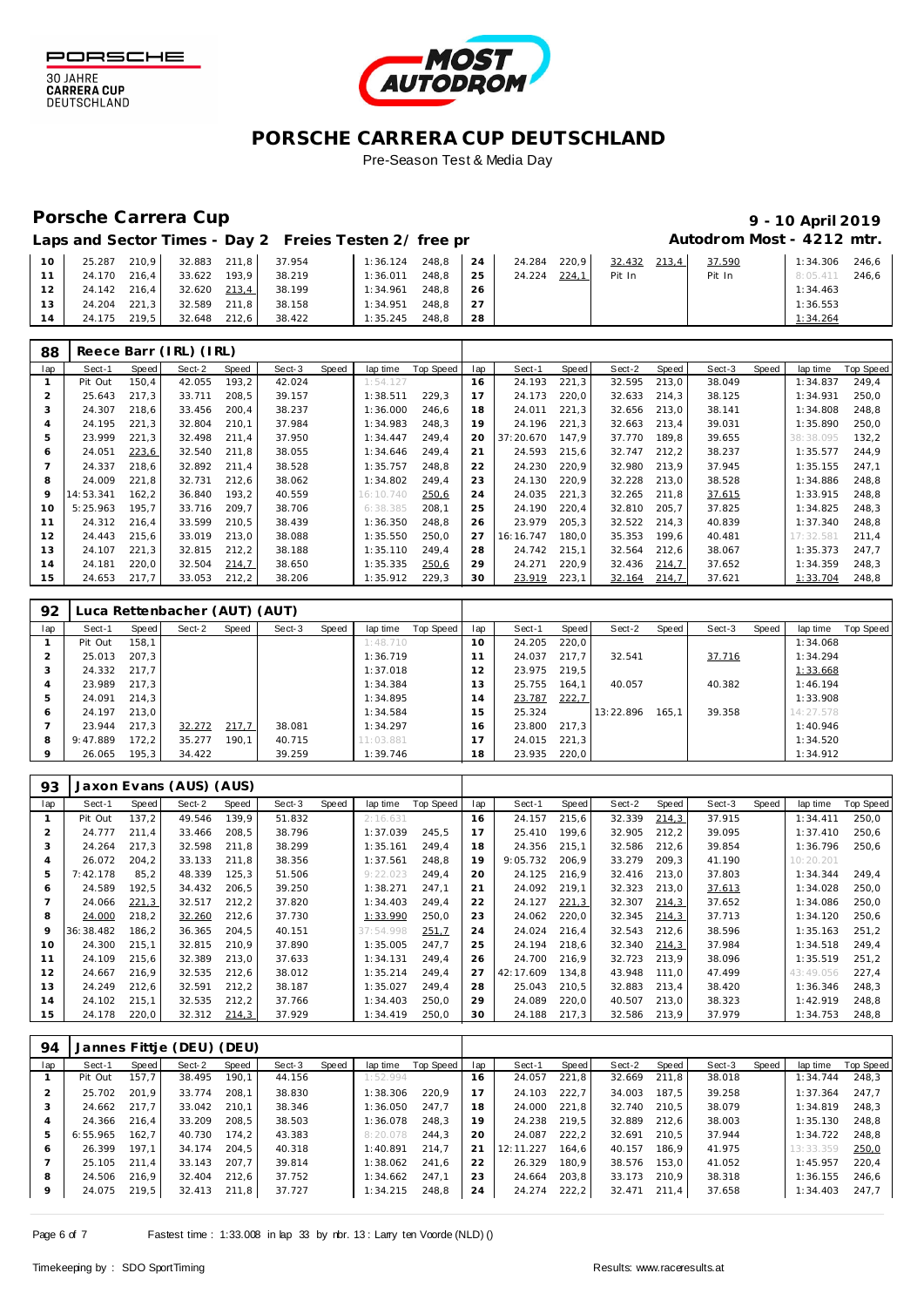# PORSCHE CARRERA CUP DEUTSCHLAND

Pre-Season Test & Media Day

## Porsche Carrera Cup

**9 - 10 April 2019**

**Laps and Sector Times - Day 2 Freies Testen 2/ free pr** **Autodrom Most - 4212 mtr.**

| lap | Sect-1 | Speed | Sect-2 | Speed | Sect-3 | Speed | lap time | Top Speed | lap | Sect-1 | Speed | Sect-2 | Speed | Sect-3 | Speed | lap time | Top Speed |
|---|---|---|---|---|---|---|---|---|---|---|---|---|---|---|---|---|---|
| 10 | 25.287 | 210,9 | 32.883 | 211,8 | 37.954 | | 1:36.124 | 248,8 | 24 | 24.284 | 220,9 | 32.432 | 213,4 | 37.590 | | 1:34.306 | 246,6 |
| 11 | 24.170 | 216,4 | 33.622 | 193,9 | 38.219 | | 1:36.011 | 248,8 | 25 | 24.224 | 224,1 | Pit In | | Pit In | | 8:05.411 | 246,6 |
| 12 | 24.142 | 216,4 | 32.620 | 213,4 | 38.199 | | 1:34.961 | 248,8 | 26 | | | | | | | 1:34.463 | |
| 13 | 24.204 | 221,3 | 32.589 | 211,8 | 38.158 | | 1:34.951 | 248,8 | 27 | | | | | | | 1:36.553 | |
| 14 | 24.175 | 219,5 | 32.648 | 212,6 | 38.422 | | 1:35.245 | 248,8 | 28 | | | | | | | 1:34.264 | |

### 88 Reece Barr (IRL) (IRL)

| lap | Sect-1 | Speed | Sect-2 | Speed | Sect-3 | Speed | lap time | Top Speed | lap | Sect-1 | Speed | Sect-2 | Speed | Sect-3 | Speed | lap time | Top Speed |
|---|---|---|---|---|---|---|---|---|---|---|---|---|---|---|---|---|---|
| 1 | Pit Out | 150,4 | 42.055 | 193,2 | 42.024 | | 1:54.127 | | 16 | 24.193 | 221,3 | 32.595 | 213,0 | 38.049 | | 1:34.837 | 249,4 |
| 2 | 25.643 | 217,3 | 33.711 | 208,5 | 39.157 | | 1:38.511 | 229,3 | 17 | 24.173 | 220,0 | 32.633 | 214,3 | 38.125 | | 1:34.931 | 250,0 |
| 3 | 24.307 | 218,6 | 33.456 | 200,4 | 38.237 | | 1:36.000 | 246,6 | 18 | 24.011 | 221,3 | 32.656 | 213,0 | 38.141 | | 1:34.808 | 248,8 |
| 4 | 24.195 | 221,3 | 32.804 | 210,1 | 37.984 | | 1:34.983 | 248,3 | 19 | 24.196 | 221,3 | 32.663 | 213,4 | 39.031 | | 1:35.890 | 250,0 |
| 5 | 23.999 | 221,3 | 32.498 | 211,4 | 37.950 | | 1:34.447 | 249,4 | 20 | 37:20.670 | 147,9 | 37.770 | 189,8 | 39.655 | | 38:38.095 | 132,2 |
| 6 | 24.051 | 223,6 | 32.540 | 211,8 | 38.055 | | 1:34.646 | 249,4 | 21 | 24.593 | 215,6 | 32.747 | 212,2 | 38.237 | | 1:35.577 | 244,9 |
| 7 | 24.337 | 218,6 | 32.892 | 211,4 | 38.528 | | 1:35.757 | 248,8 | 22 | 24.230 | 220,9 | 32.980 | 213,9 | 37.945 | | 1:35.155 | 247,1 |
| 8 | 24.009 | 221,8 | 32.731 | 212,6 | 38.062 | | 1:34.802 | 249,4 | 23 | 24.130 | 220,9 | 32.228 | 213,0 | 38.528 | | 1:34.886 | 248,8 |
| 9 | 14:53.341 | 162,2 | 36.840 | 193,2 | 40.559 | | 16:10.740 | 250,6 | 24 | 24.035 | 221,3 | 32.265 | 211,8 | 37.615 | | 1:33.915 | 248,8 |
| 10 | 5:25.963 | 195,7 | 33.716 | 209,7 | 38.706 | | 6:38.385 | 208,1 | 25 | 24.190 | 220,4 | 32.810 | 205,7 | 37.825 | | 1:34.825 | 248,3 |
| 11 | 24.312 | 216,4 | 33.599 | 210,5 | 38.439 | | 1:36.350 | 248,8 | 26 | 23.979 | 205,3 | 32.522 | 214,3 | 40.839 | | 1:37.340 | 248,8 |
| 12 | 24.443 | 215,6 | 33.019 | 213,0 | 38.088 | | 1:35.550 | 250,0 | 27 | 16:16.747 | 180,0 | 35.353 | 199,6 | 40.481 | | 17:32.581 | 211,4 |
| 13 | 24.107 | 221,3 | 32.815 | 212,2 | 38.188 | | 1:35.110 | 249,4 | 28 | 24.742 | 215,1 | 32.564 | 212,6 | 38.067 | | 1:35.373 | 247,7 |
| 14 | 24.181 | 220,0 | 32.504 | 214,7 | 38.650 | | 1:35.335 | 250,6 | 29 | 24.271 | 220,9 | 32.436 | 214,7 | 37.652 | | 1:34.359 | 248,3 |
| 15 | 24.653 | 217,7 | 33.053 | 212,2 | 38.206 | | 1:35.912 | 229,3 | 30 | 23.919 | 223,1 | 32.164 | 214,7 | 37.621 | | 1:33.704 | 248,8 |

### 92 Luca Rettenbacher (AUT) (AUT)

| lap | Sect-1 | Speed | Sect-2 | Speed | Sect-3 | Speed | lap time | Top Speed | lap | Sect-1 | Speed | Sect-2 | Speed | Sect-3 | Speed | lap time | Top Speed |
|---|---|---|---|---|---|---|---|---|---|---|---|---|---|---|---|---|---|
| 1 | Pit Out | 158,1 | | | | | 1:48.710 | | 10 | 24.205 | 220,0 | | | | | 1:34.068 | |
| 2 | 25.013 | 207,3 | | | | | 1:36.719 | | 11 | 24.037 | 217,7 | 32.541 | | 37.716 | | 1:34.294 | |
| 3 | 24.332 | 217,7 | | | | | 1:37.018 | | 12 | 23.975 | 219,5 | | | | | 1:33.668 | |
| 4 | 23.989 | 217,3 | | | | | 1:34.384 | | 13 | 25.755 | 164,1 | 40.057 | | 40.382 | | 1:46.194 | |
| 5 | 24.091 | 214,3 | | | | | 1:34.895 | | 14 | 23.787 | 222,7 | | | | | 1:33.908 | |
| 6 | 24.197 | 213,0 | | | | | 1:34.584 | | 15 | 25.324 | | 13:22.896 | 165,1 | 39.358 | | 14:27.578 | |
| 7 | 23.944 | 217,3 | 32.272 | 217,7 | 38.081 | | 1:34.297 | | 16 | 23.800 | 217,3 | | | | | 1:40.946 | |
| 8 | 9:47.889 | 172,2 | 35.277 | 190,1 | 40.715 | | 11:03.881 | | 17 | 24.015 | 221,3 | | | | | 1:34.520 | |
| 9 | 26.065 | 195,3 | 34.422 | | 39.259 | | 1:39.746 | | 18 | 23.935 | 220,0 | | | | | 1:34.912 | |

### 93 Jaxon Evans (AUS) (AUS)

| lap | Sect-1 | Speed | Sect-2 | Speed | Sect-3 | Speed | lap time | Top Speed | lap | Sect-1 | Speed | Sect-2 | Speed | Sect-3 | Speed | lap time | Top Speed |
|---|---|---|---|---|---|---|---|---|---|---|---|---|---|---|---|---|---|
| 1 | Pit Out | 137,2 | 49.546 | 139,9 | 51.832 | | 2:16.631 | | 16 | 24.157 | 215,6 | 32.339 | 214,3 | 37.915 | | 1:34.411 | 250,0 |
| 2 | 24.777 | 211,4 | 33.466 | 208,5 | 38.796 | | 1:37.039 | 245,5 | 17 | 25.410 | 199,6 | 32.905 | 212,2 | 39.095 | | 1:37.410 | 250,6 |
| 3 | 24.264 | 217,3 | 32.598 | 211,8 | 38.299 | | 1:35.161 | 249,4 | 18 | 24.356 | 215,1 | 32.586 | 212,6 | 39.854 | | 1:36.796 | 250,6 |
| 4 | 26.072 | 204,2 | 33.133 | 211,8 | 38.356 | | 1:37.561 | 248,8 | 19 | 9:05.732 | 206,9 | 33.279 | 209,3 | 41.190 | | 10:20.201 | |
| 5 | 7:42.178 | 85,2 | 48.339 | 125,3 | 51.506 | | 9:22.023 | 249,4 | 20 | 24.125 | 216,9 | 32.416 | 213,0 | 37.803 | | 1:34.344 | 249,4 |
| 6 | 24.589 | 192,5 | 34.432 | 206,5 | 39.250 | | 1:38.271 | 247,1 | 21 | 24.092 | 219,1 | 32.323 | 213,0 | 37.613 | | 1:34.028 | 250,0 |
| 7 | 24.066 | 221,3 | 32.517 | 212,2 | 37.820 | | 1:34.403 | 249,4 | 22 | 24.127 | 221,3 | 32.307 | 214,3 | 37.652 | | 1:34.086 | 250,0 |
| 8 | 24.000 | 218,2 | 32.260 | 212,6 | 37.730 | | 1:33.990 | 250,0 | 23 | 24.062 | 220,0 | 32.345 | 214,3 | 37.713 | | 1:34.120 | 250,6 |
| 9 | 36:38.482 | 186,2 | 36.365 | 204,5 | 40.151 | | 37:54.998 | 251,7 | 24 | 24.024 | 216,4 | 32.543 | 212,6 | 38.596 | | 1:35.163 | 251,2 |
| 10 | 24.300 | 215,1 | 32.815 | 210,9 | 37.890 | | 1:35.005 | 247,7 | 25 | 24.194 | 218,6 | 32.340 | 214,3 | 37.984 | | 1:34.518 | 249,4 |
| 11 | 24.109 | 215,6 | 32.389 | 213,0 | 37.633 | | 1:34.131 | 249,4 | 26 | 24.700 | 216,9 | 32.723 | 213,9 | 38.096 | | 1:35.519 | 251,2 |
| 12 | 24.667 | 216,9 | 32.535 | 212,6 | 38.012 | | 1:35.214 | 249,4 | 27 | 42:17.609 | 134,8 | 43.948 | 111,0 | 47.499 | | 43:49.056 | 227,4 |
| 13 | 24.249 | 212,6 | 32.591 | 212,2 | 38.187 | | 1:35.027 | 249,4 | 28 | 25.043 | 210,5 | 32.883 | 213,4 | 38.420 | | 1:36.346 | 248,3 |
| 14 | 24.102 | 215,1 | 32.535 | 212,2 | 37.766 | | 1:34.403 | 250,0 | 29 | 24.089 | 220,0 | 40.507 | 213,0 | 38.323 | | 1:42.919 | 248,8 |
| 15 | 24.178 | 220,0 | 32.312 | 214,3 | 37.929 | | 1:34.419 | 250,0 | 30 | 24.188 | 217,3 | 32.586 | 213,9 | 37.979 | | 1:34.753 | 248,8 |

### 94 Jannes Fittje (DEU) (DEU)

| lap | Sect-1 | Speed | Sect-2 | Speed | Sect-3 | Speed | lap time | Top Speed | lap | Sect-1 | Speed | Sect-2 | Speed | Sect-3 | Speed | lap time | Top Speed |
|---|---|---|---|---|---|---|---|---|---|---|---|---|---|---|---|---|---|
| 1 | Pit Out | 157,7 | 38.495 | 190,1 | 44.156 | | 1:52.994 | | 16 | 24.057 | 221,8 | 32.669 | 211,8 | 38.018 | | 1:34.744 | 248,3 |
| 2 | 25.702 | 201,9 | 33.774 | 208,1 | 38.830 | | 1:38.306 | 220,9 | 17 | 24.103 | 222,7 | 34.003 | 187,5 | 39.258 | | 1:37.364 | 247,7 |
| 3 | 24.662 | 217,7 | 33.042 | 210,1 | 38.346 | | 1:36.050 | 247,7 | 18 | 24.000 | 221,8 | 32.740 | 210,5 | 38.079 | | 1:34.819 | 248,3 |
| 4 | 24.366 | 216,4 | 33.209 | 208,5 | 38.503 | | 1:36.078 | 248,3 | 19 | 24.238 | 219,5 | 32.889 | 212,6 | 38.003 | | 1:35.130 | 248,8 |
| 5 | 6:55.965 | 162,7 | 40.730 | 174,2 | 43.383 | | 8:20.078 | 244,3 | 20 | 24.087 | 222,2 | 32.691 | 210,5 | 37.944 | | 1:34.722 | 248,8 |
| 6 | 26.399 | 197,1 | 34.174 | 204,5 | 40.318 | | 1:40.891 | 214,7 | 21 | 12:11.227 | 164,6 | 40.157 | 186,9 | 41.975 | | 13:33.359 | 250,0 |
| 7 | 25.105 | 211,4 | 33.143 | 207,7 | 39.814 | | 1:38.062 | 241,6 | 22 | 26.329 | 180,9 | 38.576 | 153,0 | 41.052 | | 1:45.957 | 220,4 |
| 8 | 24.506 | 216,9 | 32.404 | 212,6 | 37.752 | | 1:34.662 | 247,1 | 23 | 24.664 | 203,8 | 33.173 | 210,9 | 38.318 | | 1:36.155 | 246,6 |
| 9 | 24.075 | 219,5 | 32.413 | 211,8 | 37.727 | | 1:34.215 | 248,8 | 24 | 24.274 | 222,2 | 32.471 | 211,4 | 37.658 | | 1:34.403 | 247,7 |

Fastest time : 1:33.008 in lap 33 by nbr. 13 : Larry ten Voorde (NLD) ()

Timekeeping by : SDO SportTiming

Results: www.raceresults.at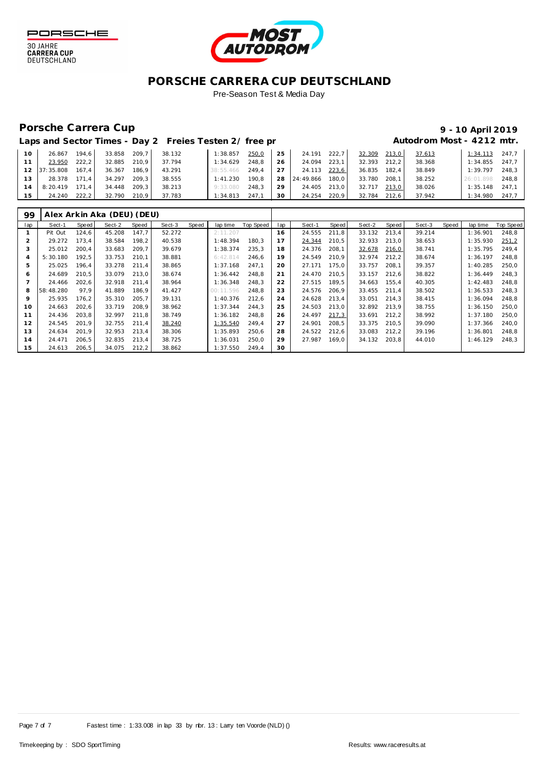# PORSCHE CARRERA CUP DEUTSCHLAND

Pre-Season Test & Media Day

## Porsche Carrera Cup

**9 - 10 April 2019**

### Laps and Sector Times - Day 2 Freies Testen 2/ free pr

**Autodrom Most - 4212 mtr.**

| lap | Sect-1 | Speed | Sect-2 | Speed | Sect-3 | Speed | lap time | Top Speed | lap | Sect-1 | Speed | Sect-2 | Speed | Sect-3 | Speed | lap time | Top Speed |
|---|---|---|---|---|---|---|---|---|---|---|---|---|---|---|---|---|---|
| 10 | 26.867 | 194,6 | 33.858 | 209,7 | 38.132 | | 1:38.857 | 250,0 | 25 | 24.191 | 222,7 | 32.309 | 213,0 | 37.613 | | 1:34.113 | 247,7 |
| 11 | 23.950 | 222,2 | 32.885 | 210,9 | 37.794 | | 1:34.629 | 248,8 | 26 | 24.094 | 223,1 | 32.393 | 212,2 | 38.368 | | 1:34.855 | 247,7 |
| 12 | 37:35.808 | 167,4 | 36.367 | 186,9 | 43.291 | | 38:55.466 | 249,4 | 27 | 24.113 | 223,6 | 36.835 | 182,4 | 38.849 | | 1:39.797 | 248,3 |
| 13 | 28.378 | 171,4 | 34.297 | 209,3 | 38.555 | | 1:41.230 | 190,8 | 28 | 24:49.866 | 180,0 | 33.780 | 208,1 | 38.252 | | 26:01.898 | 248,8 |
| 14 | 8:20.419 | 171,4 | 34.448 | 209,3 | 38.213 | | 9:33.080 | 248,3 | 29 | 24.405 | 213,0 | 32.717 | 213,0 | 38.026 | | 1:35.148 | 247,1 |
| 15 | 24.240 | 222,2 | 32.790 | 210,9 | 37.783 | | 1:34.813 | 247,1 | 30 | 24.254 | 220,9 | 32.784 | 212,6 | 37.942 | | 1:34.980 | 247,7 |

### 99 Alex Arkin Aka (DEU) (DEU)

| lap | Sect-1 | Speed | Sect-2 | Speed | Sect-3 | Speed | lap time | Top Speed | lap | Sect-1 | Speed | Sect-2 | Speed | Sect-3 | Speed | lap time | Top Speed |
|---|---|---|---|---|---|---|---|---|---|---|---|---|---|---|---|---|---|
| 1 | Pit Out | 124,6 | 45.208 | 147,7 | 52.272 | | 2:11.207 | | 16 | 24.555 | 211,8 | 33.132 | 213,4 | 39.214 | | 1:36.901 | 248,8 |
| 2 | 29.272 | 173,4 | 38.584 | 198,2 | 40.538 | | 1:48.394 | 180,3 | 17 | 24.344 | 210,5 | 32.933 | 213,0 | 38.653 | | 1:35.930 | 251,2 |
| 3 | 25.012 | 200,4 | 33.683 | 209,7 | 39.679 | | 1:38.374 | 235,3 | 18 | 24.376 | 208,1 | 32.678 | 216,0 | 38.741 | | 1:35.795 | 249,4 |
| 4 | 5:30.180 | 192,5 | 33.753 | 210,1 | 38.881 | | 6:42.814 | 246,6 | 19 | 24.549 | 210,9 | 32.974 | 212,2 | 38.674 | | 1:36.197 | 248,8 |
| 5 | 25.025 | 196,4 | 33.278 | 211,4 | 38.865 | | 1:37.168 | 247,1 | 20 | 27.171 | 175,0 | 33.757 | 208,1 | 39.357 | | 1:40.285 | 250,0 |
| 6 | 24.689 | 210,5 | 33.079 | 213,0 | 38.674 | | 1:36.442 | 248,8 | 21 | 24.470 | 210,5 | 33.157 | 212,6 | 38.822 | | 1:36.449 | 248,3 |
| 7 | 24.466 | 202,6 | 32.918 | 211,4 | 38.964 | | 1:36.348 | 248,3 | 22 | 27.515 | 189,5 | 34.663 | 155,4 | 40.305 | | 1:42.483 | 248,8 |
| 8 | 58:48.280 | 97,9 | 41.889 | 186,9 | 41.427 | | 00:11.596 | 248,8 | 23 | 24.576 | 206,9 | 33.455 | 211,4 | 38.502 | | 1:36.533 | 248,3 |
| 9 | 25.935 | 176,2 | 35.310 | 205,7 | 39.131 | | 1:40.376 | 212,6 | 24 | 24.628 | 213,4 | 33.051 | 214,3 | 38.415 | | 1:36.094 | 248,8 |
| 10 | 24.663 | 202,6 | 33.719 | 208,9 | 38.962 | | 1:37.344 | 244,3 | 25 | 24.503 | 213,0 | 32.892 | 213,9 | 38.755 | | 1:36.150 | 250,0 |
| 11 | 24.436 | 203,8 | 32.997 | 211,8 | 38.749 | | 1:36.182 | 248,8 | 26 | 24.497 | 217,3 | 33.691 | 212,2 | 38.992 | | 1:37.180 | 250,0 |
| 12 | 24.545 | 201,9 | 32.755 | 211,4 | 38.240 | | 1:35.540 | 249,4 | 27 | 24.901 | 208,5 | 33.375 | 210,5 | 39.090 | | 1:37.366 | 240,0 |
| 13 | 24.634 | 201,9 | 32.953 | 213,4 | 38.306 | | 1:35.893 | 250,6 | 28 | 24.522 | 212,6 | 33.083 | 212,2 | 39.196 | | 1:36.801 | 248,8 |
| 14 | 24.471 | 206,5 | 32.835 | 213,4 | 38.725 | | 1:36.031 | 250,0 | 29 | 27.987 | 169,0 | 34.132 | 203,8 | 44.010 | | 1:46.129 | 248,3 |
| 15 | 24.613 | 206,5 | 34.075 | 212,2 | 38.862 | | 1:37.550 | 249,4 | 30 | | | | | | | | |

Fastest time : 1:33.008 in lap 33 by nbr. 13 : Larry ten Voorde (NLD) ()

Timekeeping by : SDO SportTiming

Results: www.raceresults.at